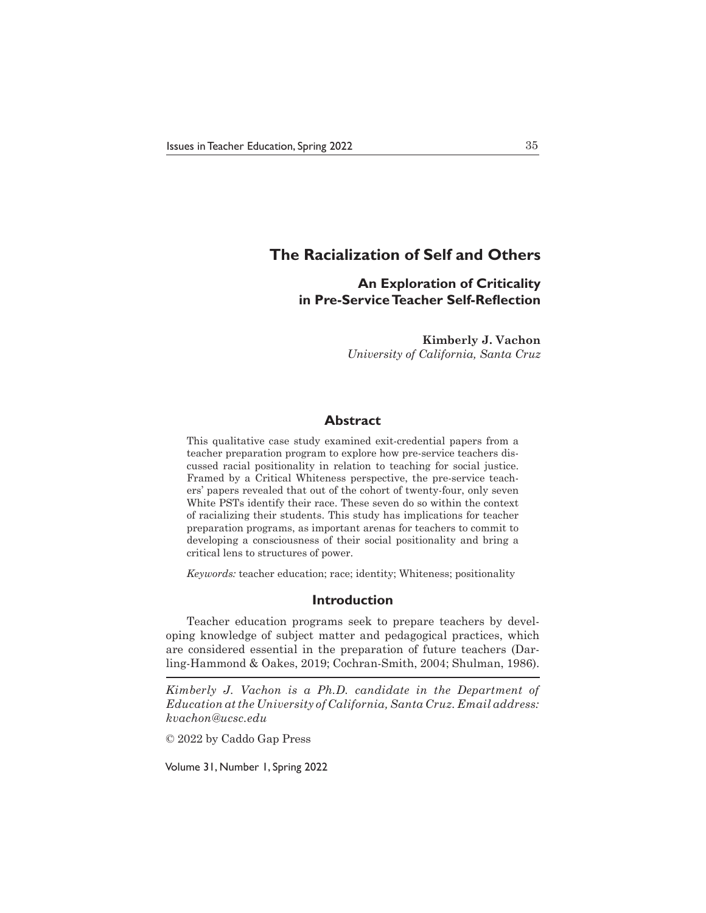# The Racialization of Self and Others

## An Exploration of Criticality in Pre-Service Teacher Self-Reflection

**Kimberly J. Vachon**
*University of California, Santa Cruz*

### Abstract

This qualitative case study examined exit-credential papers from a teacher preparation program to explore how pre-service teachers discussed racial positionality in relation to teaching for social justice. Framed by a Critical Whiteness perspective, the pre-service teachers' papers revealed that out of the cohort of twenty-four, only seven White PSTs identify their race. These seven do so within the context of racializing their students. This study has implications for teacher preparation programs, as important arenas for teachers to commit to developing a consciousness of their social positionality and bring a critical lens to structures of power.

*Keywords:* teacher education; race; identity; Whiteness; positionality

### Introduction

Teacher education programs seek to prepare teachers by developing knowledge of subject matter and pedagogical practices, which are considered essential in the preparation of future teachers (Darling-Hammond & Oakes, 2019; Cochran-Smith, 2004; Shulman, 1986).

---

*Kimberly J. Vachon is a Ph.D. candidate in the Department of Education at the University of California, Santa Cruz. Email address: kvachon@ucsc.edu*

© 2022 by Caddo Gap Press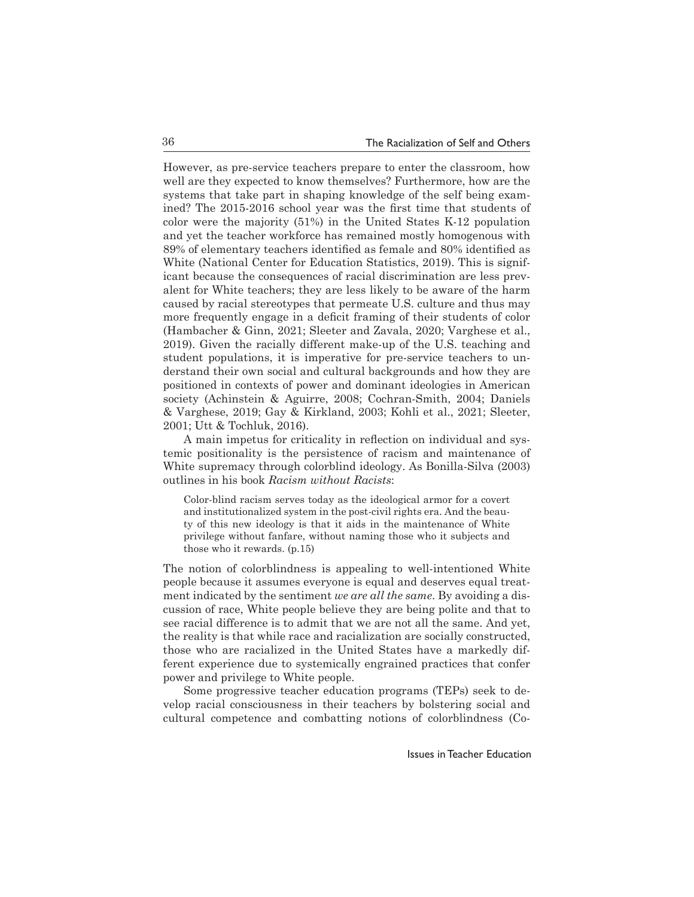However, as pre-service teachers prepare to enter the classroom, how well are they expected to know themselves? Furthermore, how are the systems that take part in shaping knowledge of the self being examined? The 2015-2016 school year was the first time that students of color were the majority (51%) in the United States K-12 population and yet the teacher workforce has remained mostly homogenous with 89% of elementary teachers identified as female and 80% identified as White (National Center for Education Statistics, 2019). This is significant because the consequences of racial discrimination are less prevalent for White teachers; they are less likely to be aware of the harm caused by racial stereotypes that permeate U.S. culture and thus may more frequently engage in a deficit framing of their students of color (Hambacher & Ginn, 2021; Sleeter and Zavala, 2020; Varghese et al., 2019). Given the racially different make-up of the U.S. teaching and student populations, it is imperative for pre-service teachers to understand their own social and cultural backgrounds and how they are positioned in contexts of power and dominant ideologies in American society (Achinstein & Aguirre, 2008; Cochran-Smith, 2004; Daniels & Varghese, 2019; Gay & Kirkland, 2003; Kohli et al., 2021; Sleeter, 2001; Utt & Tochluk, 2016).

A main impetus for criticality in reflection on individual and systemic positionality is the persistence of racism and maintenance of White supremacy through colorblind ideology. As Bonilla-Silva (2003) outlines in his book *Racism without Racists*:

> Color-blind racism serves today as the ideological armor for a covert and institutionalized system in the post-civil rights era. And the beauty of this new ideology is that it aids in the maintenance of White privilege without fanfare, without naming those who it subjects and those who it rewards. (p.15)

The notion of colorblindness is appealing to well-intentioned White people because it assumes everyone is equal and deserves equal treatment indicated by the sentiment *we are all the same*. By avoiding a discussion of race, White people believe they are being polite and that to see racial difference is to admit that we are not all the same. And yet, the reality is that while race and racialization are socially constructed, those who are racialized in the United States have a markedly different experience due to systemically engrained practices that confer power and privilege to White people.

Some progressive teacher education programs (TEPs) seek to develop racial consciousness in their teachers by bolstering social and cultural competence and combatting notions of colorblindness (Co-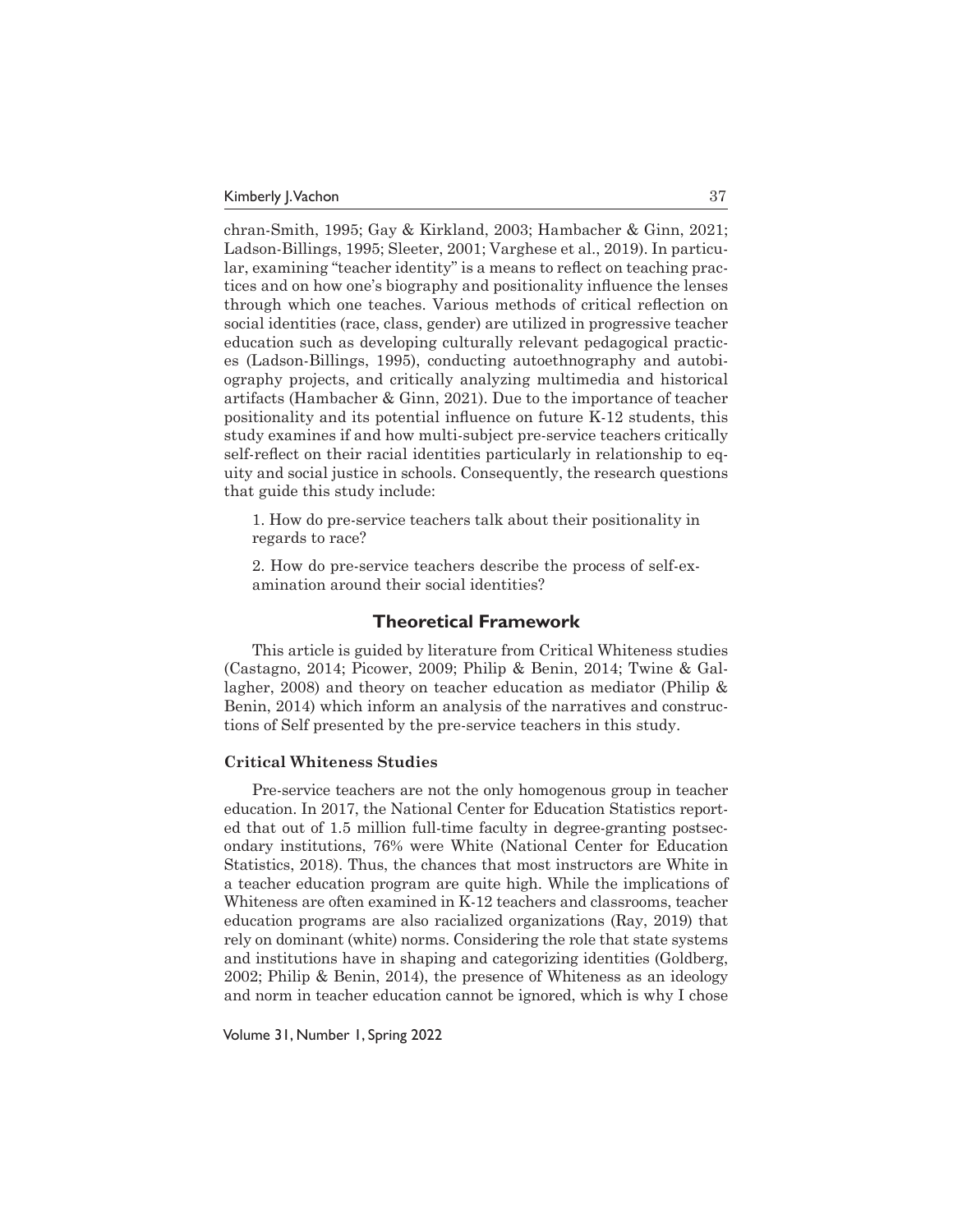chran-Smith, 1995; Gay & Kirkland, 2003; Hambacher & Ginn, 2021; Ladson-Billings, 1995; Sleeter, 2001; Varghese et al., 2019). In particular, examining "teacher identity" is a means to reflect on teaching practices and on how one's biography and positionality influence the lenses through which one teaches. Various methods of critical reflection on social identities (race, class, gender) are utilized in progressive teacher education such as developing culturally relevant pedagogical practices (Ladson-Billings, 1995), conducting autoethnography and autobiography projects, and critically analyzing multimedia and historical artifacts (Hambacher & Ginn, 2021). Due to the importance of teacher positionality and its potential influence on future K-12 students, this study examines if and how multi-subject pre-service teachers critically self-reflect on their racial identities particularly in relationship to equity and social justice in schools. Consequently, the research questions that guide this study include:

1. How do pre-service teachers talk about their positionality in regards to race?

2. How do pre-service teachers describe the process of self-examination around their social identities?

## Theoretical Framework

This article is guided by literature from Critical Whiteness studies (Castagno, 2014; Picower, 2009; Philip & Benin, 2014; Twine & Gallagher, 2008) and theory on teacher education as mediator (Philip & Benin, 2014) which inform an analysis of the narratives and constructions of Self presented by the pre-service teachers in this study.

### Critical Whiteness Studies

Pre-service teachers are not the only homogenous group in teacher education. In 2017, the National Center for Education Statistics reported that out of 1.5 million full-time faculty in degree-granting postsecondary institutions, 76% were White (National Center for Education Statistics, 2018). Thus, the chances that most instructors are White in a teacher education program are quite high. While the implications of Whiteness are often examined in K-12 teachers and classrooms, teacher education programs are also racialized organizations (Ray, 2019) that rely on dominant (white) norms. Considering the role that state systems and institutions have in shaping and categorizing identities (Goldberg, 2002; Philip & Benin, 2014), the presence of Whiteness as an ideology and norm in teacher education cannot be ignored, which is why I chose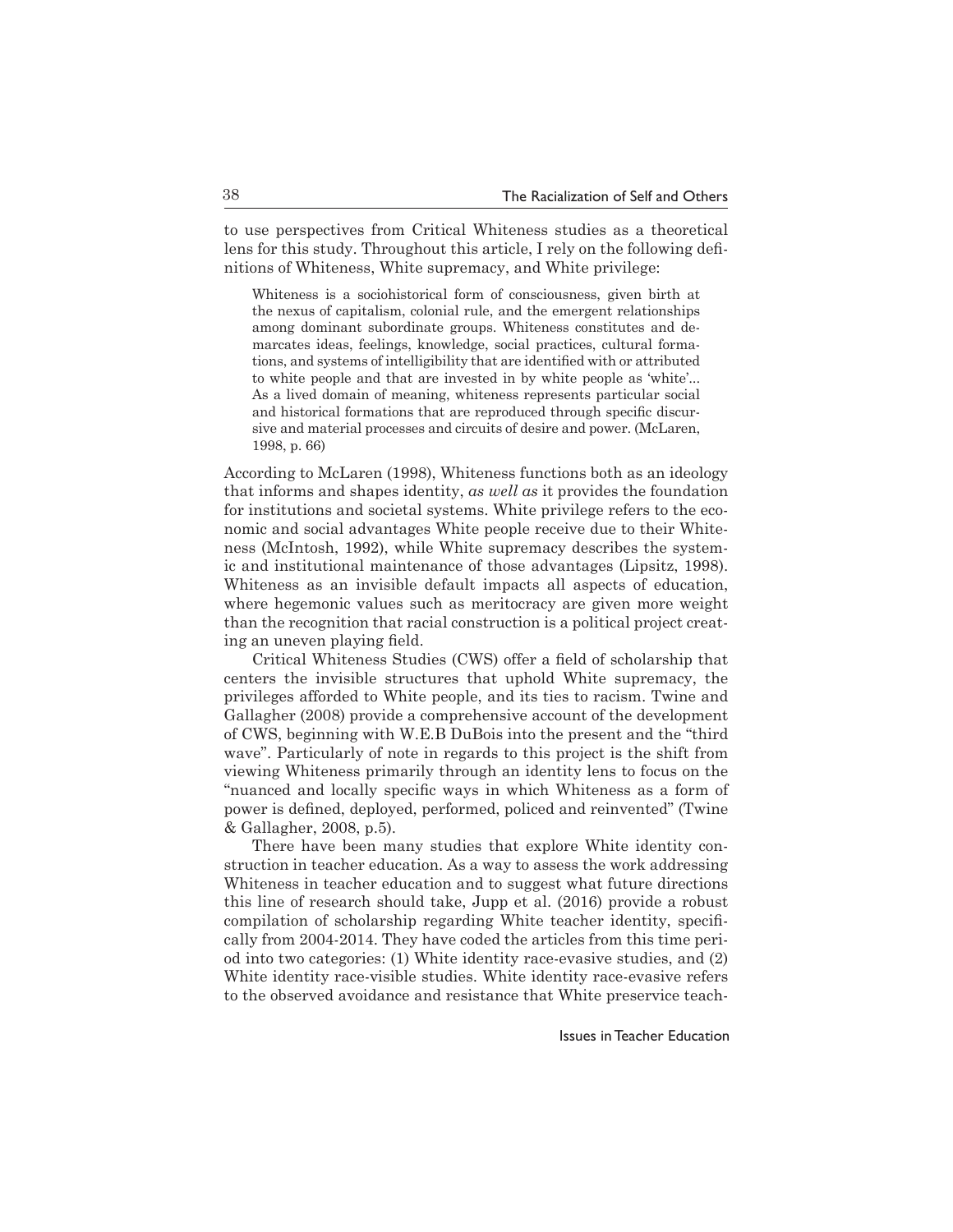to use perspectives from Critical Whiteness studies as a theoretical lens for this study. Throughout this article, I rely on the following definitions of Whiteness, White supremacy, and White privilege:

> Whiteness is a sociohistorical form of consciousness, given birth at the nexus of capitalism, colonial rule, and the emergent relationships among dominant subordinate groups. Whiteness constitutes and demarcates ideas, feelings, knowledge, social practices, cultural formations, and systems of intelligibility that are identified with or attributed to white people and that are invested in by white people as 'white'... As a lived domain of meaning, whiteness represents particular social and historical formations that are reproduced through specific discursive and material processes and circuits of desire and power. (McLaren, 1998, p. 66)

According to McLaren (1998), Whiteness functions both as an ideology that informs and shapes identity, *as well as* it provides the foundation for institutions and societal systems. White privilege refers to the economic and social advantages White people receive due to their Whiteness (McIntosh, 1992), while White supremacy describes the systemic and institutional maintenance of those advantages (Lipsitz, 1998). Whiteness as an invisible default impacts all aspects of education, where hegemonic values such as meritocracy are given more weight than the recognition that racial construction is a political project creating an uneven playing field.

Critical Whiteness Studies (CWS) offer a field of scholarship that centers the invisible structures that uphold White supremacy, the privileges afforded to White people, and its ties to racism. Twine and Gallagher (2008) provide a comprehensive account of the development of CWS, beginning with W.E.B DuBois into the present and the "third wave". Particularly of note in regards to this project is the shift from viewing Whiteness primarily through an identity lens to focus on the "nuanced and locally specific ways in which Whiteness as a form of power is defined, deployed, performed, policed and reinvented" (Twine & Gallagher, 2008, p.5).

There have been many studies that explore White identity construction in teacher education. As a way to assess the work addressing Whiteness in teacher education and to suggest what future directions this line of research should take, Jupp et al. (2016) provide a robust compilation of scholarship regarding White teacher identity, specifically from 2004-2014. They have coded the articles from this time period into two categories: (1) White identity race-evasive studies, and (2) White identity race-visible studies. White identity race-evasive refers to the observed avoidance and resistance that White preservice teach-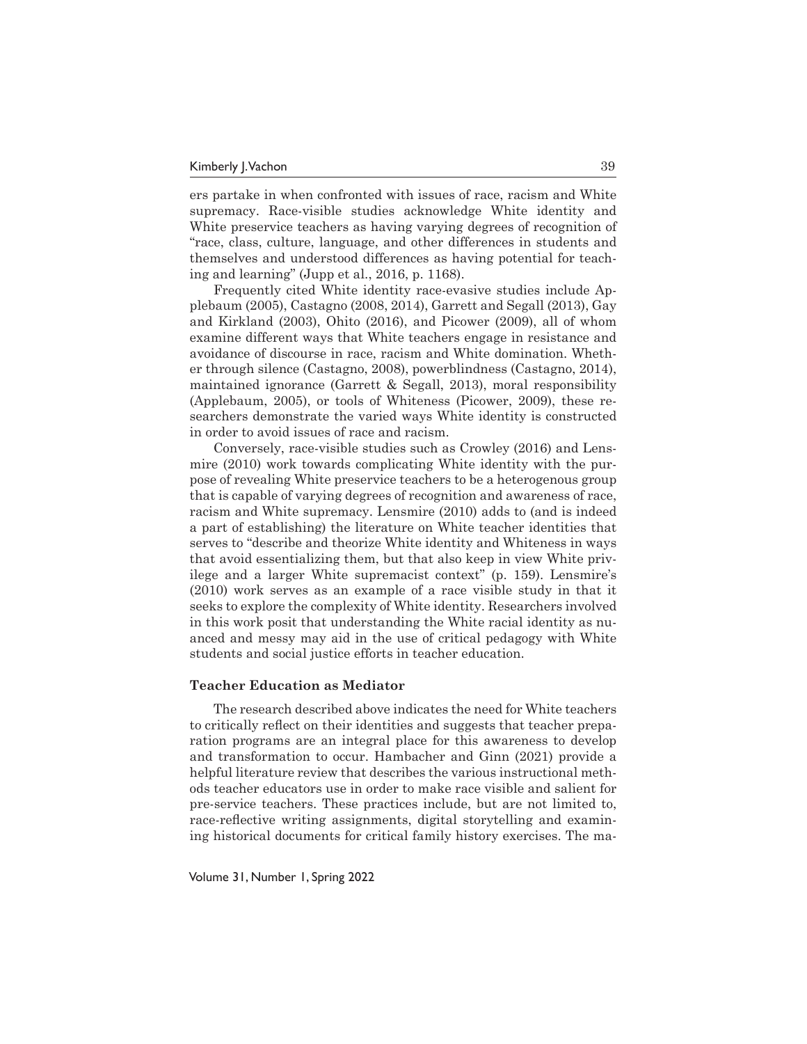ers partake in when confronted with issues of race, racism and White supremacy. Race-visible studies acknowledge White identity and White preservice teachers as having varying degrees of recognition of "race, class, culture, language, and other differences in students and themselves and understood differences as having potential for teaching and learning" (Jupp et al., 2016, p. 1168).

Frequently cited White identity race-evasive studies include Applebaum (2005), Castagno (2008, 2014), Garrett and Segall (2013), Gay and Kirkland (2003), Ohito (2016), and Picower (2009), all of whom examine different ways that White teachers engage in resistance and avoidance of discourse in race, racism and White domination. Whether through silence (Castagno, 2008), powerblindness (Castagno, 2014), maintained ignorance (Garrett & Segall, 2013), moral responsibility (Applebaum, 2005), or tools of Whiteness (Picower, 2009), these researchers demonstrate the varied ways White identity is constructed in order to avoid issues of race and racism.

Conversely, race-visible studies such as Crowley (2016) and Lensmire (2010) work towards complicating White identity with the purpose of revealing White preservice teachers to be a heterogenous group that is capable of varying degrees of recognition and awareness of race, racism and White supremacy. Lensmire (2010) adds to (and is indeed a part of establishing) the literature on White teacher identities that serves to "describe and theorize White identity and Whiteness in ways that avoid essentializing them, but that also keep in view White privilege and a larger White supremacist context" (p. 159). Lensmire's (2010) work serves as an example of a race visible study in that it seeks to explore the complexity of White identity. Researchers involved in this work posit that understanding the White racial identity as nuanced and messy may aid in the use of critical pedagogy with White students and social justice efforts in teacher education.

### Teacher Education as Mediator

The research described above indicates the need for White teachers to critically reflect on their identities and suggests that teacher preparation programs are an integral place for this awareness to develop and transformation to occur. Hambacher and Ginn (2021) provide a helpful literature review that describes the various instructional methods teacher educators use in order to make race visible and salient for pre-service teachers. These practices include, but are not limited to, race-reflective writing assignments, digital storytelling and examining historical documents for critical family history exercises. The ma-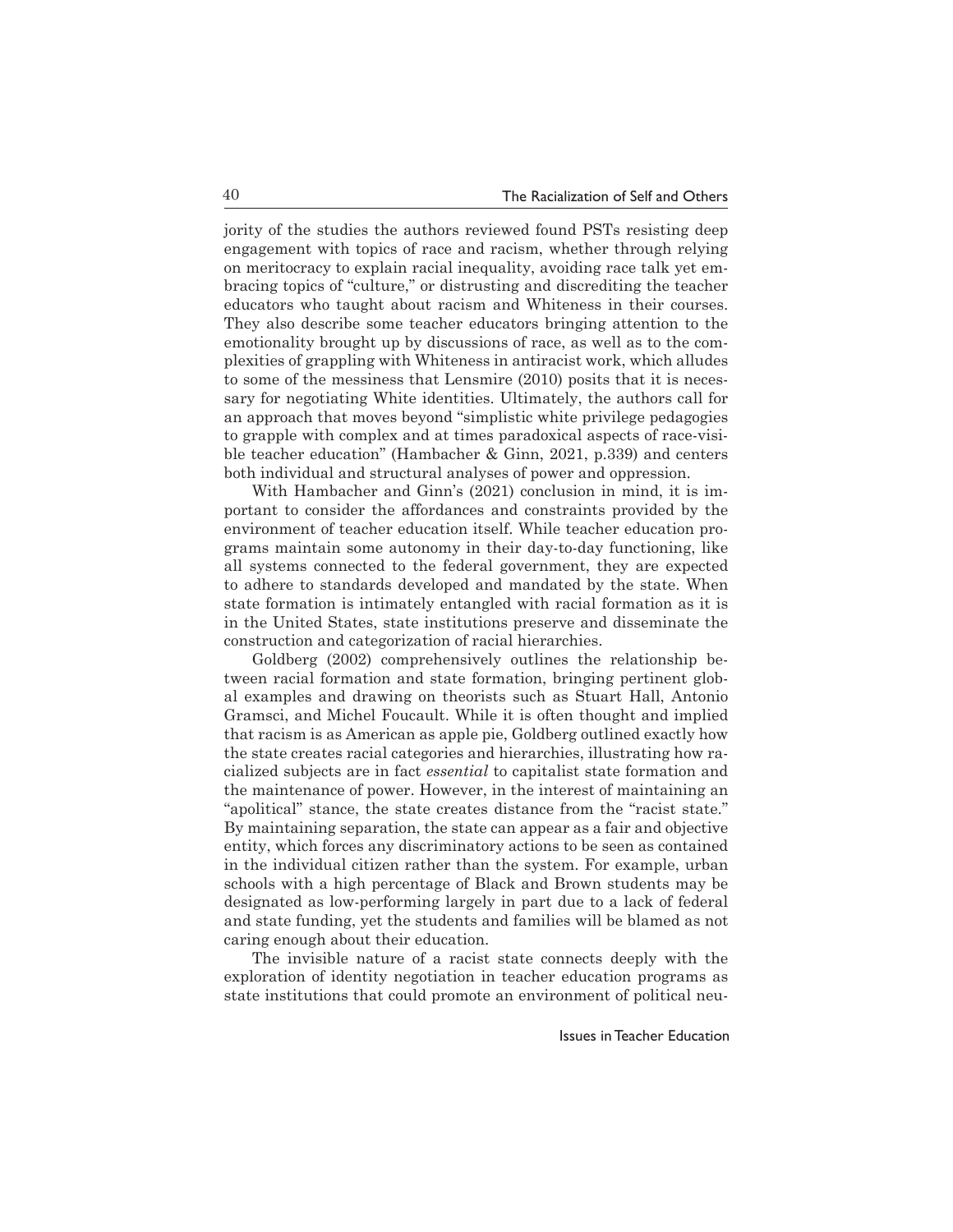jority of the studies the authors reviewed found PSTs resisting deep engagement with topics of race and racism, whether through relying on meritocracy to explain racial inequality, avoiding race talk yet embracing topics of "culture," or distrusting and discrediting the teacher educators who taught about racism and Whiteness in their courses. They also describe some teacher educators bringing attention to the emotionality brought up by discussions of race, as well as to the complexities of grappling with Whiteness in antiracist work, which alludes to some of the messiness that Lensmire (2010) posits that it is necessary for negotiating White identities. Ultimately, the authors call for an approach that moves beyond "simplistic white privilege pedagogies to grapple with complex and at times paradoxical aspects of race-visible teacher education" (Hambacher & Ginn, 2021, p.339) and centers both individual and structural analyses of power and oppression.

With Hambacher and Ginn's (2021) conclusion in mind, it is important to consider the affordances and constraints provided by the environment of teacher education itself. While teacher education programs maintain some autonomy in their day-to-day functioning, like all systems connected to the federal government, they are expected to adhere to standards developed and mandated by the state. When state formation is intimately entangled with racial formation as it is in the United States, state institutions preserve and disseminate the construction and categorization of racial hierarchies.

Goldberg (2002) comprehensively outlines the relationship between racial formation and state formation, bringing pertinent global examples and drawing on theorists such as Stuart Hall, Antonio Gramsci, and Michel Foucault. While it is often thought and implied that racism is as American as apple pie, Goldberg outlined exactly how the state creates racial categories and hierarchies, illustrating how racialized subjects are in fact *essential* to capitalist state formation and the maintenance of power. However, in the interest of maintaining an "apolitical" stance, the state creates distance from the "racist state." By maintaining separation, the state can appear as a fair and objective entity, which forces any discriminatory actions to be seen as contained in the individual citizen rather than the system. For example, urban schools with a high percentage of Black and Brown students may be designated as low-performing largely in part due to a lack of federal and state funding, yet the students and families will be blamed as not caring enough about their education.

The invisible nature of a racist state connects deeply with the exploration of identity negotiation in teacher education programs as state institutions that could promote an environment of political neu-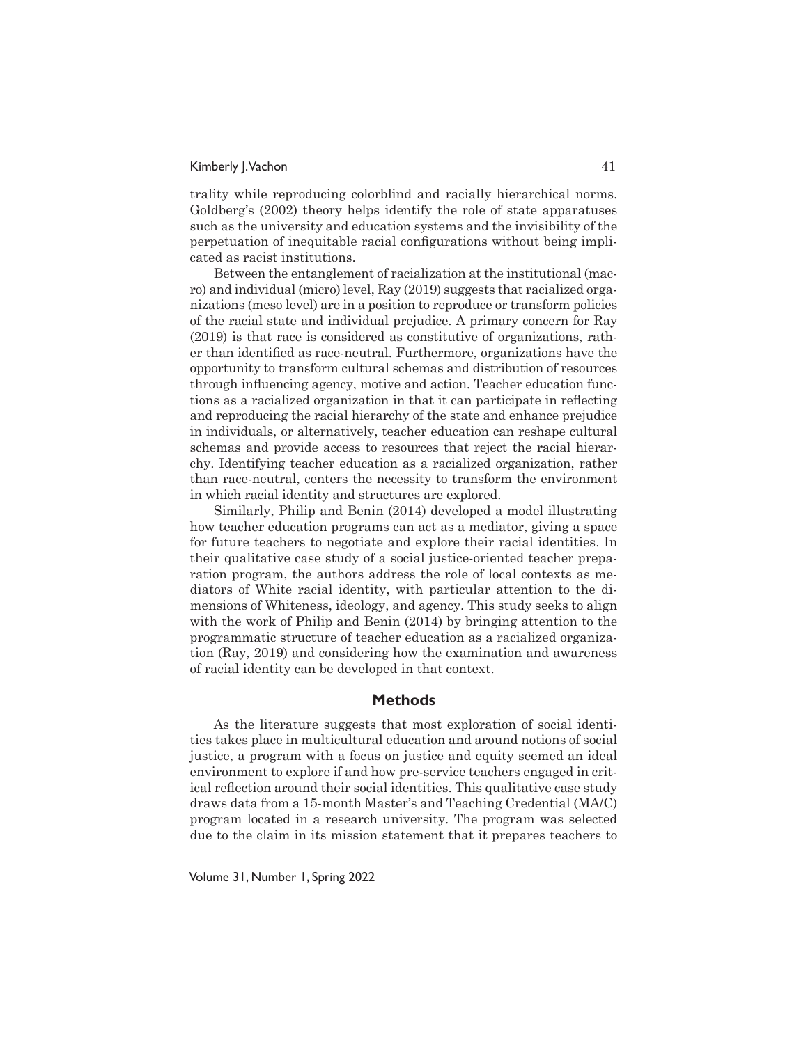trality while reproducing colorblind and racially hierarchical norms. Goldberg's (2002) theory helps identify the role of state apparatuses such as the university and education systems and the invisibility of the perpetuation of inequitable racial configurations without being implicated as racist institutions.

Between the entanglement of racialization at the institutional (macro) and individual (micro) level, Ray (2019) suggests that racialized organizations (meso level) are in a position to reproduce or transform policies of the racial state and individual prejudice. A primary concern for Ray (2019) is that race is considered as constitutive of organizations, rather than identified as race-neutral. Furthermore, organizations have the opportunity to transform cultural schemas and distribution of resources through influencing agency, motive and action. Teacher education functions as a racialized organization in that it can participate in reflecting and reproducing the racial hierarchy of the state and enhance prejudice in individuals, or alternatively, teacher education can reshape cultural schemas and provide access to resources that reject the racial hierarchy. Identifying teacher education as a racialized organization, rather than race-neutral, centers the necessity to transform the environment in which racial identity and structures are explored.

Similarly, Philip and Benin (2014) developed a model illustrating how teacher education programs can act as a mediator, giving a space for future teachers to negotiate and explore their racial identities. In their qualitative case study of a social justice-oriented teacher preparation program, the authors address the role of local contexts as mediators of White racial identity, with particular attention to the dimensions of Whiteness, ideology, and agency. This study seeks to align with the work of Philip and Benin (2014) by bringing attention to the programmatic structure of teacher education as a racialized organization (Ray, 2019) and considering how the examination and awareness of racial identity can be developed in that context.

## Methods

As the literature suggests that most exploration of social identities takes place in multicultural education and around notions of social justice, a program with a focus on justice and equity seemed an ideal environment to explore if and how pre-service teachers engaged in critical reflection around their social identities. This qualitative case study draws data from a 15-month Master's and Teaching Credential (MA/C) program located in a research university. The program was selected due to the claim in its mission statement that it prepares teachers to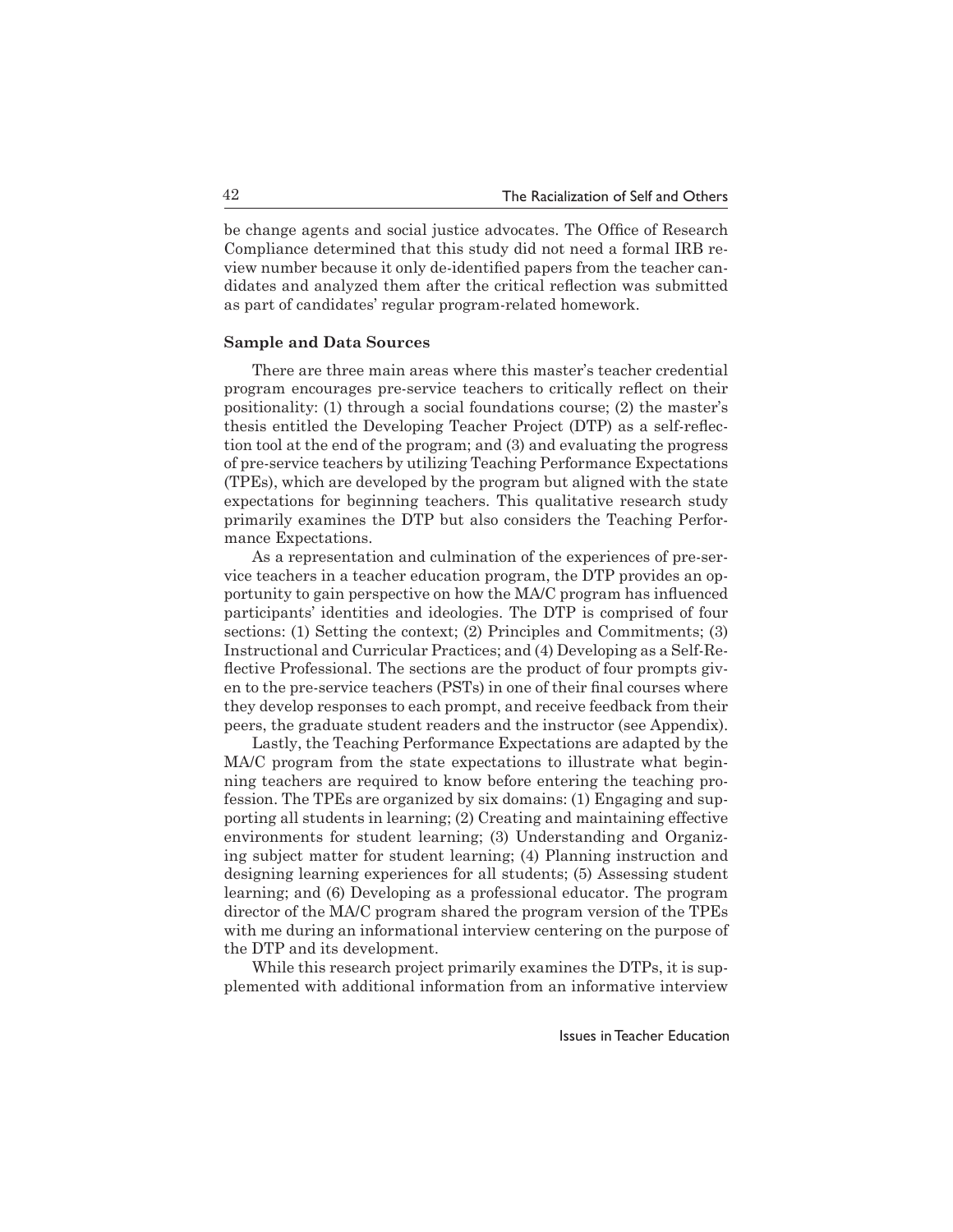be change agents and social justice advocates. The Office of Research Compliance determined that this study did not need a formal IRB review number because it only de-identified papers from the teacher candidates and analyzed them after the critical reflection was submitted as part of candidates' regular program-related homework.

**Sample and Data Sources**

There are three main areas where this master's teacher credential program encourages pre-service teachers to critically reflect on their positionality: (1) through a social foundations course; (2) the master's thesis entitled the Developing Teacher Project (DTP) as a self-reflection tool at the end of the program; and (3) and evaluating the progress of pre-service teachers by utilizing Teaching Performance Expectations (TPEs), which are developed by the program but aligned with the state expectations for beginning teachers. This qualitative research study primarily examines the DTP but also considers the Teaching Performance Expectations.

As a representation and culmination of the experiences of pre-service teachers in a teacher education program, the DTP provides an opportunity to gain perspective on how the MA/C program has influenced participants' identities and ideologies. The DTP is comprised of four sections: (1) Setting the context; (2) Principles and Commitments; (3) Instructional and Curricular Practices; and (4) Developing as a Self-Reflective Professional. The sections are the product of four prompts given to the pre-service teachers (PSTs) in one of their final courses where they develop responses to each prompt, and receive feedback from their peers, the graduate student readers and the instructor (see Appendix).

Lastly, the Teaching Performance Expectations are adapted by the MA/C program from the state expectations to illustrate what beginning teachers are required to know before entering the teaching profession. The TPEs are organized by six domains: (1) Engaging and supporting all students in learning; (2) Creating and maintaining effective environments for student learning; (3) Understanding and Organizing subject matter for student learning; (4) Planning instruction and designing learning experiences for all students; (5) Assessing student learning; and (6) Developing as a professional educator. The program director of the MA/C program shared the program version of the TPEs with me during an informational interview centering on the purpose of the DTP and its development.

While this research project primarily examines the DTPs, it is supplemented with additional information from an informative interview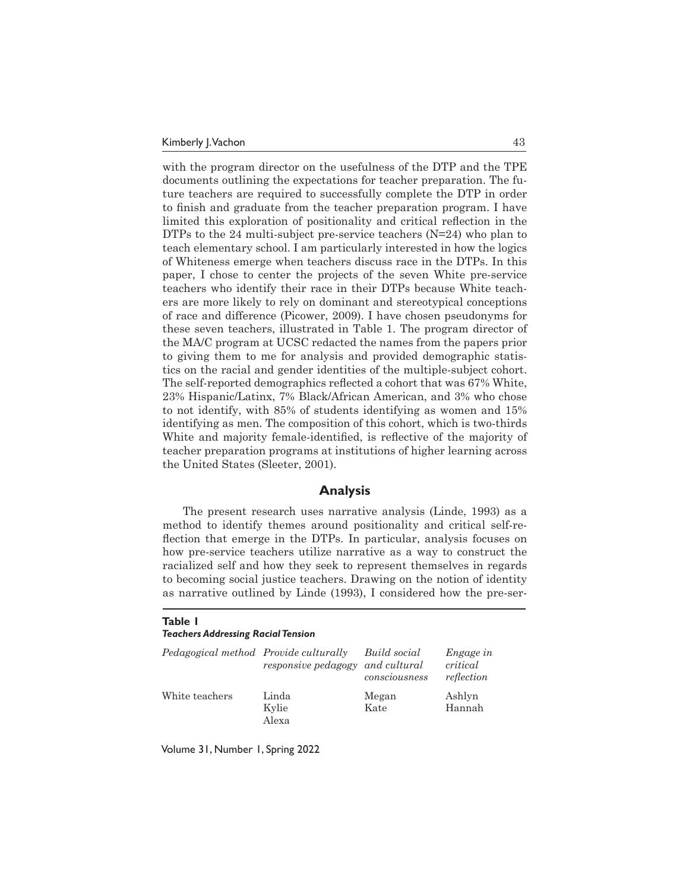with the program director on the usefulness of the DTP and the TPE documents outlining the expectations for teacher preparation. The future teachers are required to successfully complete the DTP in order to finish and graduate from the teacher preparation program. I have limited this exploration of positionality and critical reflection in the DTPs to the 24 multi-subject pre-service teachers (N=24) who plan to teach elementary school. I am particularly interested in how the logics of Whiteness emerge when teachers discuss race in the DTPs. In this paper, I chose to center the projects of the seven White pre-service teachers who identify their race in their DTPs because White teachers are more likely to rely on dominant and stereotypical conceptions of race and difference (Picower, 2009). I have chosen pseudonyms for these seven teachers, illustrated in Table 1. The program director of the MA/C program at UCSC redacted the names from the papers prior to giving them to me for analysis and provided demographic statistics on the racial and gender identities of the multiple-subject cohort. The self-reported demographics reflected a cohort that was 67% White, 23% Hispanic/Latinx, 7% Black/African American, and 3% who chose to not identify, with 85% of students identifying as women and 15% identifying as men. The composition of this cohort, which is two-thirds White and majority female-identified, is reflective of the majority of teacher preparation programs at institutions of higher learning across the United States (Sleeter, 2001).

## Analysis

The present research uses narrative analysis (Linde, 1993) as a method to identify themes around positionality and critical self-reflection that emerge in the DTPs. In particular, analysis focuses on how pre-service teachers utilize narrative as a way to construct the racialized self and how they seek to represent themselves in regards to becoming social justice teachers. Drawing on the notion of identity as narrative outlined by Linde (1993), I considered how the pre-ser-

**Table 1**
***Teachers Addressing Racial Tension***

| *Pedagogical method* | *Provide culturally responsive pedagogy* | *Build social and cultural consciousness* | *Engage in critical reflection* |
|---|---|---|---|
| White teachers | Linda<br>Kylie<br>Alexa | Megan<br>Kate | Ashlyn<br>Hannah |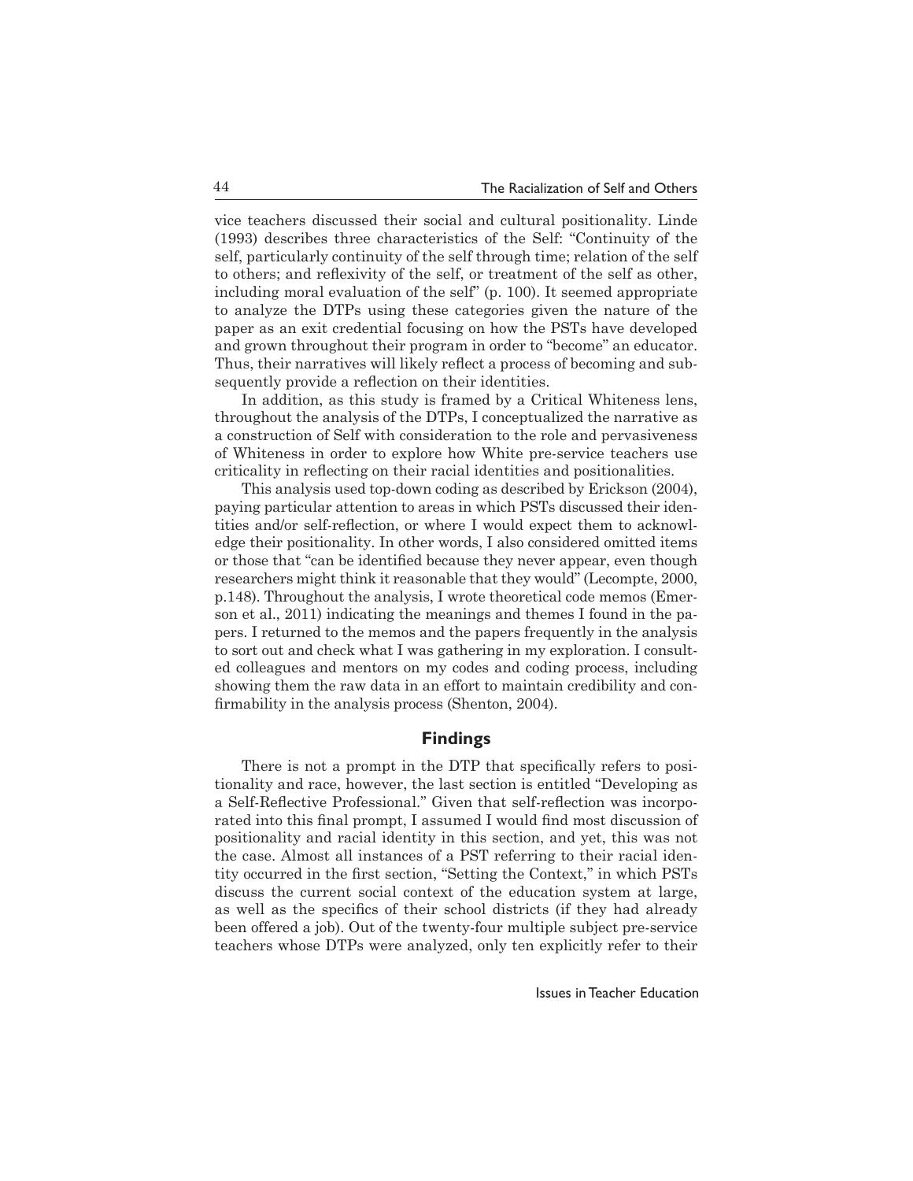vice teachers discussed their social and cultural positionality. Linde (1993) describes three characteristics of the Self: "Continuity of the self, particularly continuity of the self through time; relation of the self to others; and reflexivity of the self, or treatment of the self as other, including moral evaluation of the self" (p. 100). It seemed appropriate to analyze the DTPs using these categories given the nature of the paper as an exit credential focusing on how the PSTs have developed and grown throughout their program in order to "become" an educator. Thus, their narratives will likely reflect a process of becoming and subsequently provide a reflection on their identities.

In addition, as this study is framed by a Critical Whiteness lens, throughout the analysis of the DTPs, I conceptualized the narrative as a construction of Self with consideration to the role and pervasiveness of Whiteness in order to explore how White pre-service teachers use criticality in reflecting on their racial identities and positionalities.

This analysis used top-down coding as described by Erickson (2004), paying particular attention to areas in which PSTs discussed their identities and/or self-reflection, or where I would expect them to acknowledge their positionality. In other words, I also considered omitted items or those that "can be identified because they never appear, even though researchers might think it reasonable that they would" (Lecompte, 2000, p.148). Throughout the analysis, I wrote theoretical code memos (Emerson et al., 2011) indicating the meanings and themes I found in the papers. I returned to the memos and the papers frequently in the analysis to sort out and check what I was gathering in my exploration. I consulted colleagues and mentors on my codes and coding process, including showing them the raw data in an effort to maintain credibility and confirmability in the analysis process (Shenton, 2004).

## Findings

There is not a prompt in the DTP that specifically refers to positionality and race, however, the last section is entitled "Developing as a Self-Reflective Professional." Given that self-reflection was incorporated into this final prompt, I assumed I would find most discussion of positionality and racial identity in this section, and yet, this was not the case. Almost all instances of a PST referring to their racial identity occurred in the first section, "Setting the Context," in which PSTs discuss the current social context of the education system at large, as well as the specifics of their school districts (if they had already been offered a job). Out of the twenty-four multiple subject pre-service teachers whose DTPs were analyzed, only ten explicitly refer to their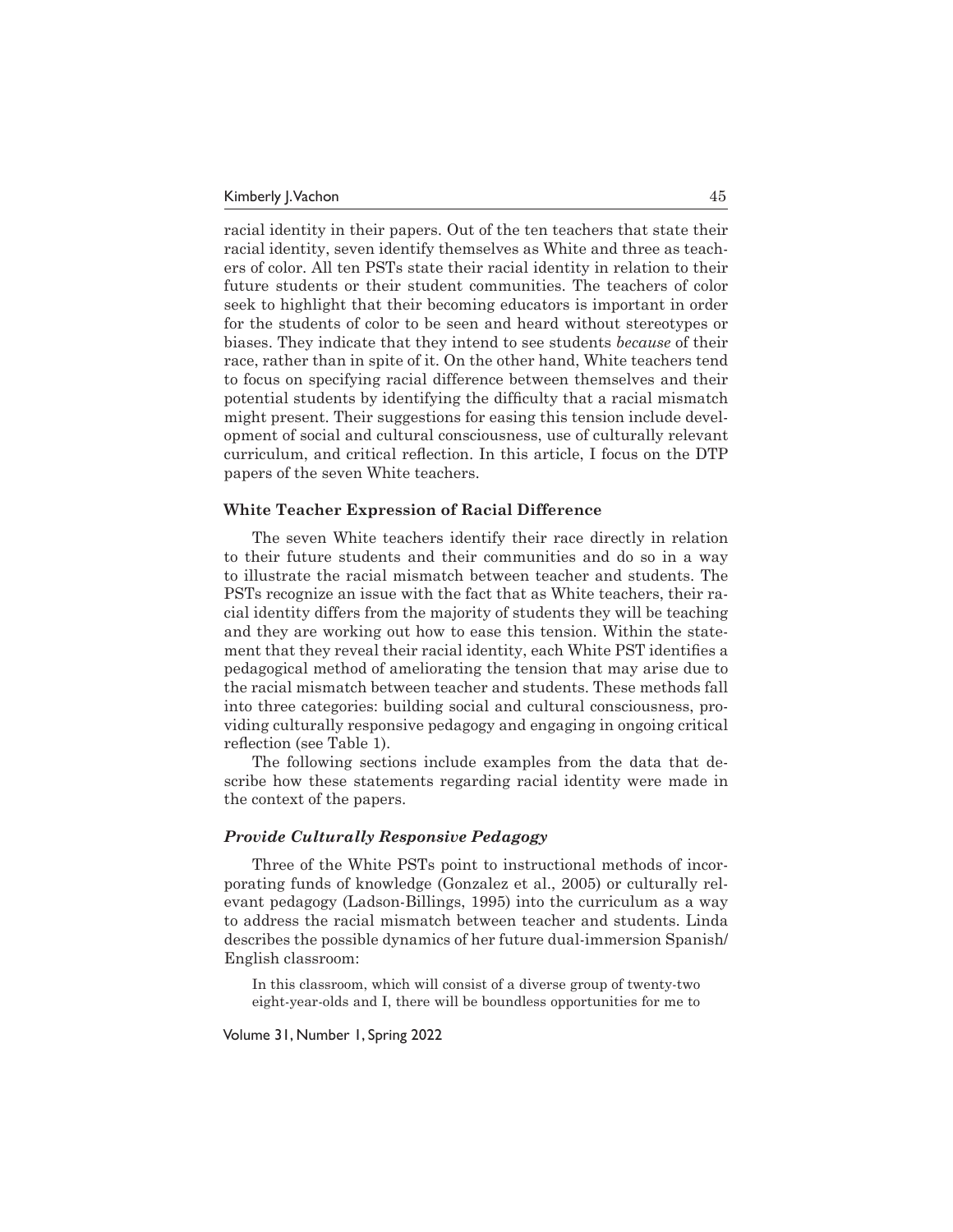racial identity in their papers. Out of the ten teachers that state their racial identity, seven identify themselves as White and three as teachers of color. All ten PSTs state their racial identity in relation to their future students or their student communities. The teachers of color seek to highlight that their becoming educators is important in order for the students of color to be seen and heard without stereotypes or biases. They indicate that they intend to see students *because* of their race, rather than in spite of it. On the other hand, White teachers tend to focus on specifying racial difference between themselves and their potential students by identifying the difficulty that a racial mismatch might present. Their suggestions for easing this tension include development of social and cultural consciousness, use of culturally relevant curriculum, and critical reflection. In this article, I focus on the DTP papers of the seven White teachers.

### White Teacher Expression of Racial Difference

The seven White teachers identify their race directly in relation to their future students and their communities and do so in a way to illustrate the racial mismatch between teacher and students. The PSTs recognize an issue with the fact that as White teachers, their racial identity differs from the majority of students they will be teaching and they are working out how to ease this tension. Within the statement that they reveal their racial identity, each White PST identifies a pedagogical method of ameliorating the tension that may arise due to the racial mismatch between teacher and students. These methods fall into three categories: building social and cultural consciousness, providing culturally responsive pedagogy and engaging in ongoing critical reflection (see Table 1).

The following sections include examples from the data that describe how these statements regarding racial identity were made in the context of the papers.

#### *Provide Culturally Responsive Pedagogy*

Three of the White PSTs point to instructional methods of incorporating funds of knowledge (Gonzalez et al., 2005) or culturally relevant pedagogy (Ladson-Billings, 1995) into the curriculum as a way to address the racial mismatch between teacher and students. Linda describes the possible dynamics of her future dual-immersion Spanish/English classroom:

> In this classroom, which will consist of a diverse group of twenty-two eight-year-olds and I, there will be boundless opportunities for me to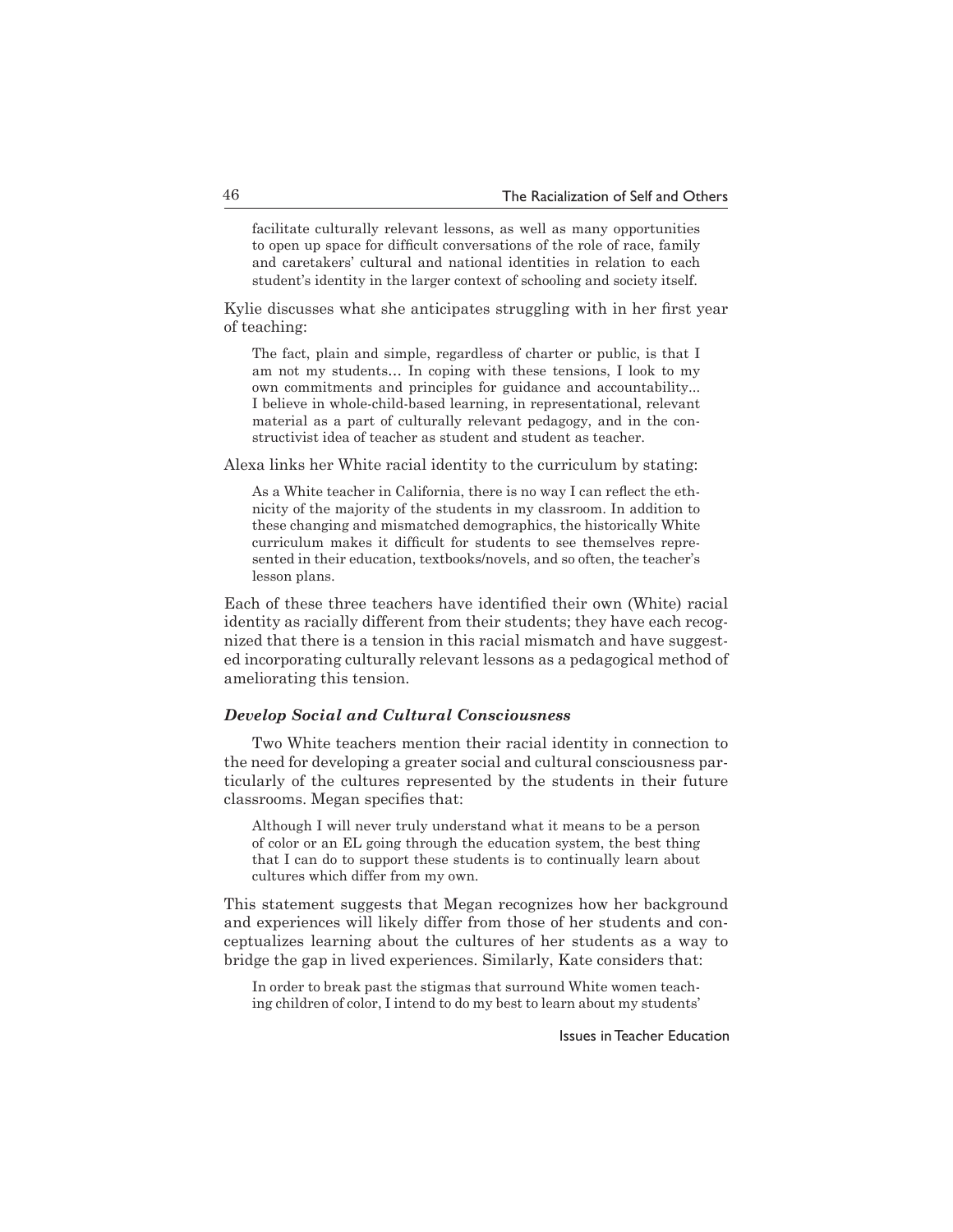> facilitate culturally relevant lessons, as well as many opportunities to open up space for difficult conversations of the role of race, family and caretakers' cultural and national identities in relation to each student's identity in the larger context of schooling and society itself.

Kylie discusses what she anticipates struggling with in her first year of teaching:

> The fact, plain and simple, regardless of charter or public, is that I am not my students… In coping with these tensions, I look to my own commitments and principles for guidance and accountability... I believe in whole-child-based learning, in representational, relevant material as a part of culturally relevant pedagogy, and in the constructivist idea of teacher as student and student as teacher.

Alexa links her White racial identity to the curriculum by stating:

> As a White teacher in California, there is no way I can reflect the ethnicity of the majority of the students in my classroom. In addition to these changing and mismatched demographics, the historically White curriculum makes it difficult for students to see themselves represented in their education, textbooks/novels, and so often, the teacher's lesson plans.

Each of these three teachers have identified their own (White) racial identity as racially different from their students; they have each recognized that there is a tension in this racial mismatch and have suggested incorporating culturally relevant lessons as a pedagogical method of ameliorating this tension.

### *Develop Social and Cultural Consciousness*

Two White teachers mention their racial identity in connection to the need for developing a greater social and cultural consciousness particularly of the cultures represented by the students in their future classrooms. Megan specifies that:

> Although I will never truly understand what it means to be a person of color or an EL going through the education system, the best thing that I can do to support these students is to continually learn about cultures which differ from my own.

This statement suggests that Megan recognizes how her background and experiences will likely differ from those of her students and conceptualizes learning about the cultures of her students as a way to bridge the gap in lived experiences. Similarly, Kate considers that:

> In order to break past the stigmas that surround White women teaching children of color, I intend to do my best to learn about my students'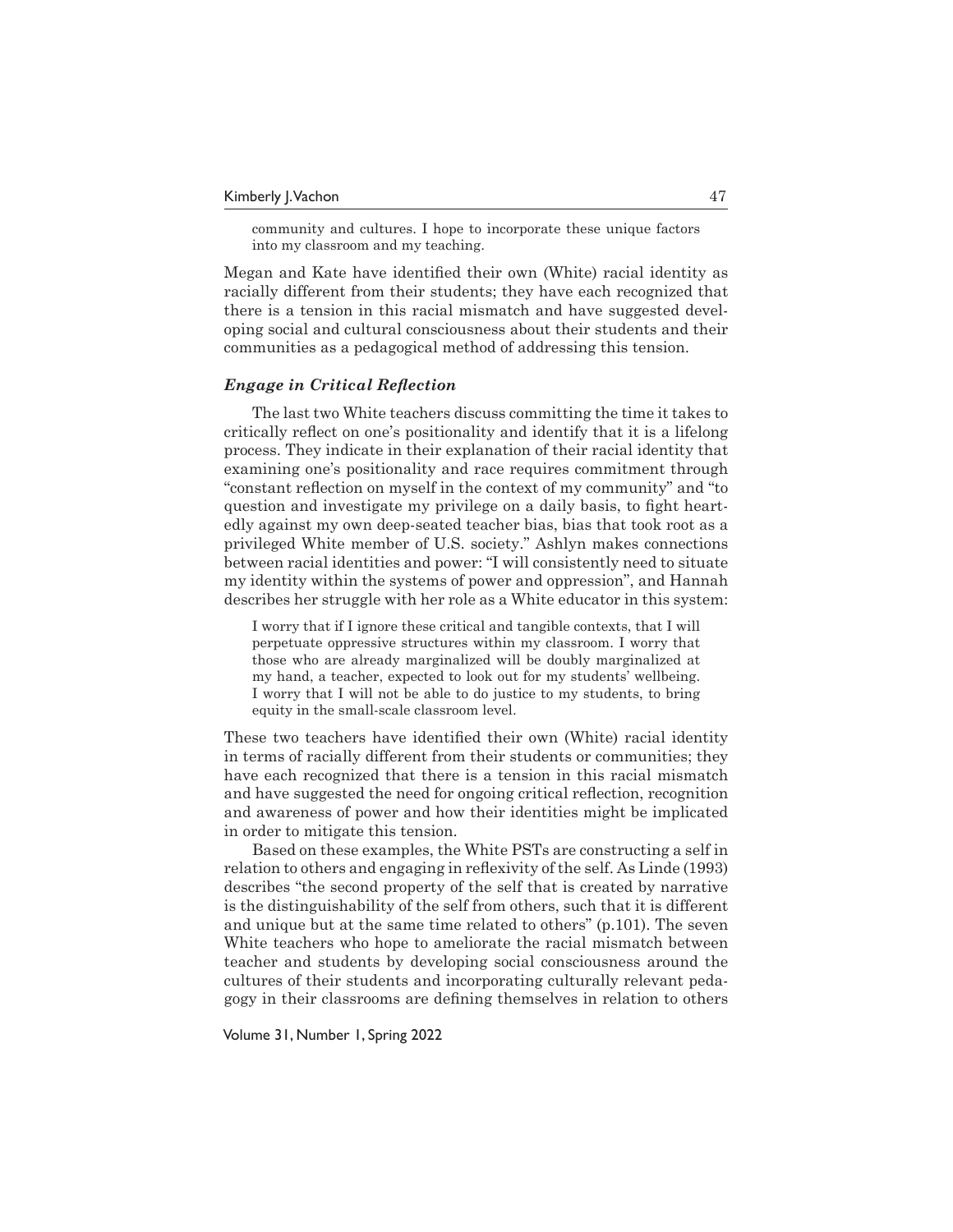> community and cultures. I hope to incorporate these unique factors into my classroom and my teaching.

Megan and Kate have identified their own (White) racial identity as racially different from their students; they have each recognized that there is a tension in this racial mismatch and have suggested developing social and cultural consciousness about their students and their communities as a pedagogical method of addressing this tension.

### *Engage in Critical Reflection*

The last two White teachers discuss committing the time it takes to critically reflect on one's positionality and identify that it is a lifelong process. They indicate in their explanation of their racial identity that examining one's positionality and race requires commitment through "constant reflection on myself in the context of my community" and "to question and investigate my privilege on a daily basis, to fight heartedly against my own deep-seated teacher bias, bias that took root as a privileged White member of U.S. society." Ashlyn makes connections between racial identities and power: "I will consistently need to situate my identity within the systems of power and oppression", and Hannah describes her struggle with her role as a White educator in this system:

> I worry that if I ignore these critical and tangible contexts, that I will perpetuate oppressive structures within my classroom. I worry that those who are already marginalized will be doubly marginalized at my hand, a teacher, expected to look out for my students' wellbeing. I worry that I will not be able to do justice to my students, to bring equity in the small-scale classroom level.

These two teachers have identified their own (White) racial identity in terms of racially different from their students or communities; they have each recognized that there is a tension in this racial mismatch and have suggested the need for ongoing critical reflection, recognition and awareness of power and how their identities might be implicated in order to mitigate this tension.

Based on these examples, the White PSTs are constructing a self in relation to others and engaging in reflexivity of the self. As Linde (1993) describes "the second property of the self that is created by narrative is the distinguishability of the self from others, such that it is different and unique but at the same time related to others" (p.101). The seven White teachers who hope to ameliorate the racial mismatch between teacher and students by developing social consciousness around the cultures of their students and incorporating culturally relevant pedagogy in their classrooms are defining themselves in relation to others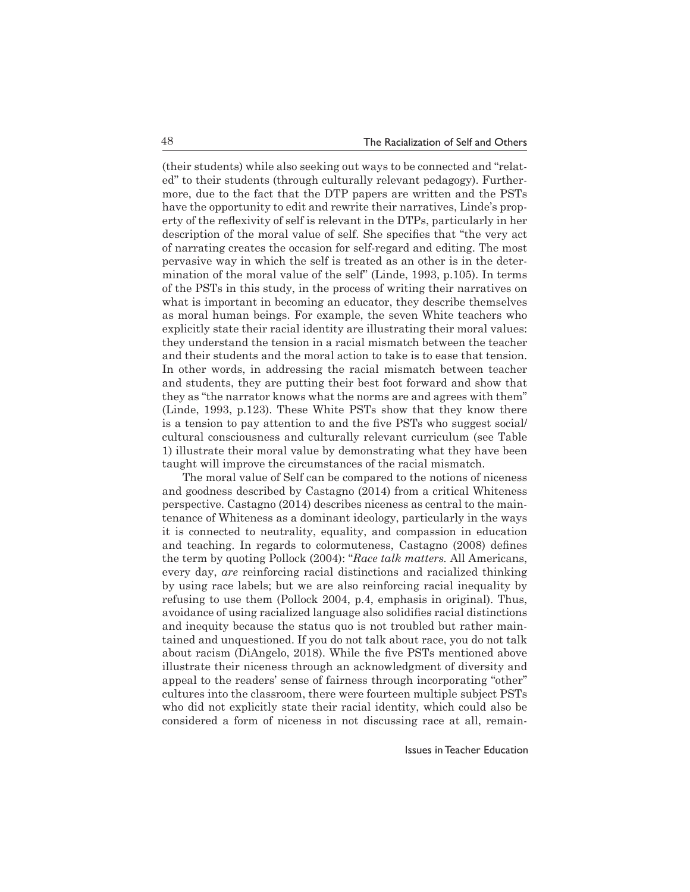(their students) while also seeking out ways to be connected and "related" to their students (through culturally relevant pedagogy). Furthermore, due to the fact that the DTP papers are written and the PSTs have the opportunity to edit and rewrite their narratives, Linde's property of the reflexivity of self is relevant in the DTPs, particularly in her description of the moral value of self. She specifies that "the very act of narrating creates the occasion for self-regard and editing. The most pervasive way in which the self is treated as an other is in the determination of the moral value of the self" (Linde, 1993, p.105). In terms of the PSTs in this study, in the process of writing their narratives on what is important in becoming an educator, they describe themselves as moral human beings. For example, the seven White teachers who explicitly state their racial identity are illustrating their moral values: they understand the tension in a racial mismatch between the teacher and their students and the moral action to take is to ease that tension. In other words, in addressing the racial mismatch between teacher and students, they are putting their best foot forward and show that they as "the narrator knows what the norms are and agrees with them" (Linde, 1993, p.123). These White PSTs show that they know there is a tension to pay attention to and the five PSTs who suggest social/cultural consciousness and culturally relevant curriculum (see Table 1) illustrate their moral value by demonstrating what they have been taught will improve the circumstances of the racial mismatch.

The moral value of Self can be compared to the notions of niceness and goodness described by Castagno (2014) from a critical Whiteness perspective. Castagno (2014) describes niceness as central to the maintenance of Whiteness as a dominant ideology, particularly in the ways it is connected to neutrality, equality, and compassion in education and teaching. In regards to colormuteness, Castagno (2008) defines the term by quoting Pollock (2004): "*Race talk matters.* All Americans, every day, *are* reinforcing racial distinctions and racialized thinking by using race labels; but we are also reinforcing racial inequality by refusing to use them (Pollock 2004, p.4, emphasis in original). Thus, avoidance of using racialized language also solidifies racial distinctions and inequity because the status quo is not troubled but rather maintained and unquestioned. If you do not talk about race, you do not talk about racism (DiAngelo, 2018). While the five PSTs mentioned above illustrate their niceness through an acknowledgment of diversity and appeal to the readers' sense of fairness through incorporating "other" cultures into the classroom, there were fourteen multiple subject PSTs who did not explicitly state their racial identity, which could also be considered a form of niceness in not discussing race at all, remain-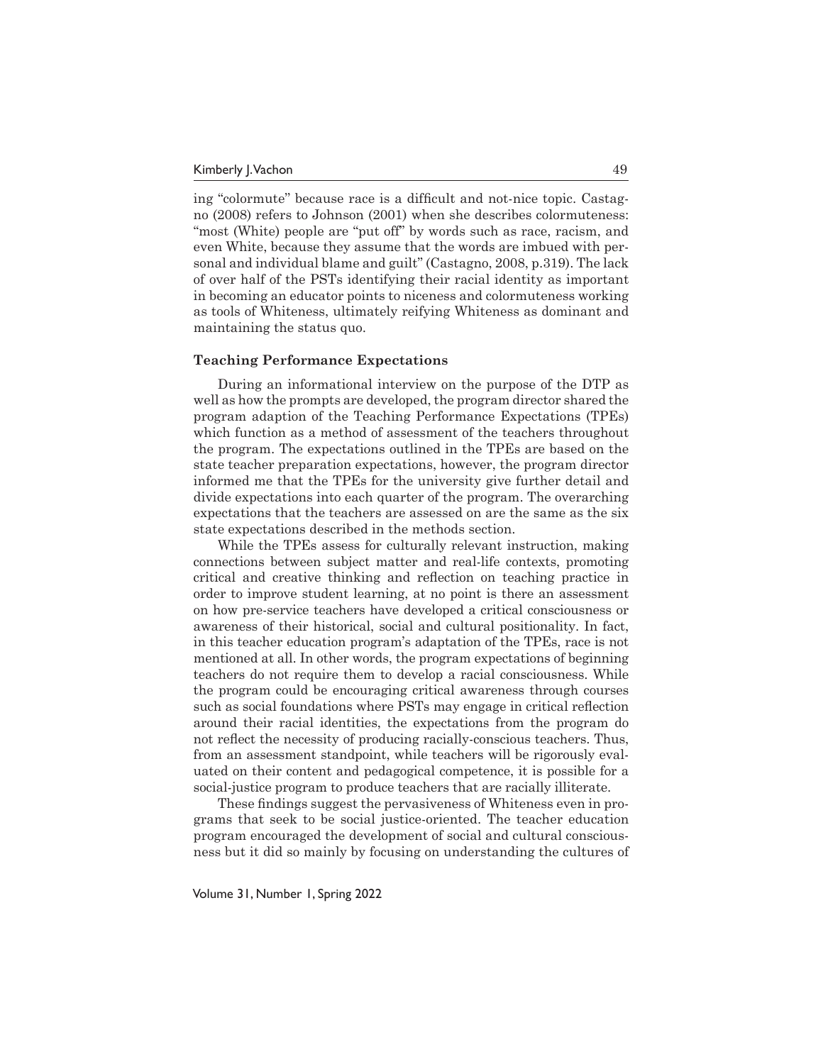ing "colormute" because race is a difficult and not-nice topic. Castagno (2008) refers to Johnson (2001) when she describes colormuteness: "most (White) people are "put off" by words such as race, racism, and even White, because they assume that the words are imbued with personal and individual blame and guilt" (Castagno, 2008, p.319). The lack of over half of the PSTs identifying their racial identity as important in becoming an educator points to niceness and colormuteness working as tools of Whiteness, ultimately reifying Whiteness as dominant and maintaining the status quo.

### Teaching Performance Expectations

During an informational interview on the purpose of the DTP as well as how the prompts are developed, the program director shared the program adaption of the Teaching Performance Expectations (TPEs) which function as a method of assessment of the teachers throughout the program. The expectations outlined in the TPEs are based on the state teacher preparation expectations, however, the program director informed me that the TPEs for the university give further detail and divide expectations into each quarter of the program. The overarching expectations that the teachers are assessed on are the same as the six state expectations described in the methods section.

While the TPEs assess for culturally relevant instruction, making connections between subject matter and real-life contexts, promoting critical and creative thinking and reflection on teaching practice in order to improve student learning, at no point is there an assessment on how pre-service teachers have developed a critical consciousness or awareness of their historical, social and cultural positionality. In fact, in this teacher education program's adaptation of the TPEs, race is not mentioned at all. In other words, the program expectations of beginning teachers do not require them to develop a racial consciousness. While the program could be encouraging critical awareness through courses such as social foundations where PSTs may engage in critical reflection around their racial identities, the expectations from the program do not reflect the necessity of producing racially-conscious teachers. Thus, from an assessment standpoint, while teachers will be rigorously evaluated on their content and pedagogical competence, it is possible for a social-justice program to produce teachers that are racially illiterate.

These findings suggest the pervasiveness of Whiteness even in programs that seek to be social justice-oriented. The teacher education program encouraged the development of social and cultural consciousness but it did so mainly by focusing on understanding the cultures of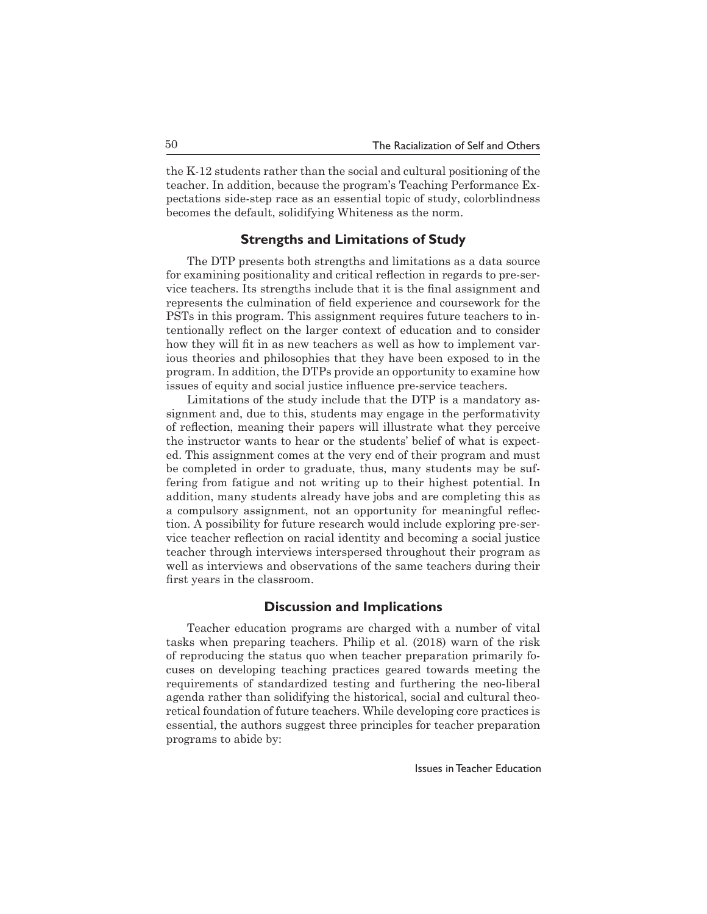the K-12 students rather than the social and cultural positioning of the teacher. In addition, because the program's Teaching Performance Expectations side-step race as an essential topic of study, colorblindness becomes the default, solidifying Whiteness as the norm.

## Strengths and Limitations of Study

The DTP presents both strengths and limitations as a data source for examining positionality and critical reflection in regards to pre-service teachers. Its strengths include that it is the final assignment and represents the culmination of field experience and coursework for the PSTs in this program. This assignment requires future teachers to intentionally reflect on the larger context of education and to consider how they will fit in as new teachers as well as how to implement various theories and philosophies that they have been exposed to in the program. In addition, the DTPs provide an opportunity to examine how issues of equity and social justice influence pre-service teachers.

Limitations of the study include that the DTP is a mandatory assignment and, due to this, students may engage in the performativity of reflection, meaning their papers will illustrate what they perceive the instructor wants to hear or the students' belief of what is expected. This assignment comes at the very end of their program and must be completed in order to graduate, thus, many students may be suffering from fatigue and not writing up to their highest potential. In addition, many students already have jobs and are completing this as a compulsory assignment, not an opportunity for meaningful reflection. A possibility for future research would include exploring pre-service teacher reflection on racial identity and becoming a social justice teacher through interviews interspersed throughout their program as well as interviews and observations of the same teachers during their first years in the classroom.

## Discussion and Implications

Teacher education programs are charged with a number of vital tasks when preparing teachers. Philip et al. (2018) warn of the risk of reproducing the status quo when teacher preparation primarily focuses on developing teaching practices geared towards meeting the requirements of standardized testing and furthering the neo-liberal agenda rather than solidifying the historical, social and cultural theoretical foundation of future teachers. While developing core practices is essential, the authors suggest three principles for teacher preparation programs to abide by: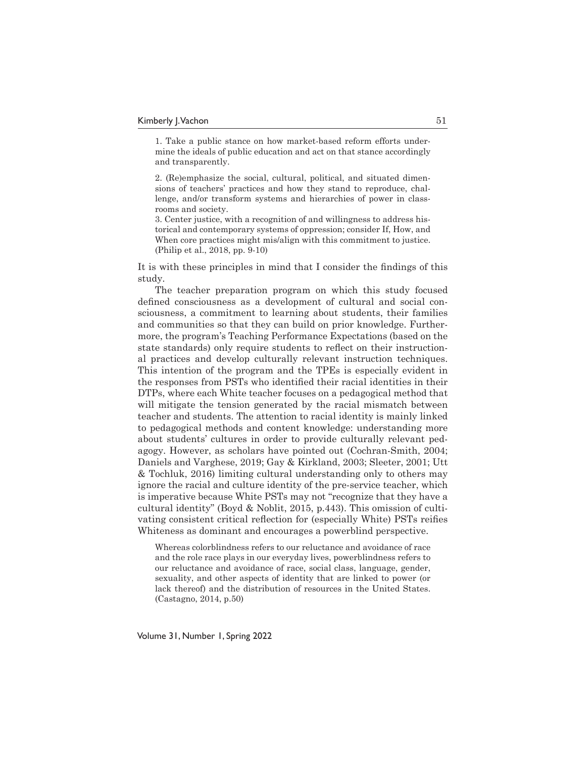> 1. Take a public stance on how market-based reform efforts undermine the ideals of public education and act on that stance accordingly and transparently.
>
> 2. (Re)emphasize the social, cultural, political, and situated dimensions of teachers' practices and how they stand to reproduce, challenge, and/or transform systems and hierarchies of power in classrooms and society.
>
> 3. Center justice, with a recognition of and willingness to address historical and contemporary systems of oppression; consider If, How, and When core practices might mis/align with this commitment to justice. (Philip et al., 2018, pp. 9-10)

It is with these principles in mind that I consider the findings of this study.

The teacher preparation program on which this study focused defined consciousness as a development of cultural and social consciousness, a commitment to learning about students, their families and communities so that they can build on prior knowledge. Furthermore, the program's Teaching Performance Expectations (based on the state standards) only require students to reflect on their instructional practices and develop culturally relevant instruction techniques. This intention of the program and the TPEs is especially evident in the responses from PSTs who identified their racial identities in their DTPs, where each White teacher focuses on a pedagogical method that will mitigate the tension generated by the racial mismatch between teacher and students. The attention to racial identity is mainly linked to pedagogical methods and content knowledge: understanding more about students' cultures in order to provide culturally relevant pedagogy. However, as scholars have pointed out (Cochran-Smith, 2004; Daniels and Varghese, 2019; Gay & Kirkland, 2003; Sleeter, 2001; Utt & Tochluk, 2016) limiting cultural understanding only to others may ignore the racial and culture identity of the pre-service teacher, which is imperative because White PSTs may not "recognize that they have a cultural identity" (Boyd & Noblit, 2015, p.443). This omission of cultivating consistent critical reflection for (especially White) PSTs reifies Whiteness as dominant and encourages a powerblind perspective.

> Whereas colorblindness refers to our reluctance and avoidance of race and the role race plays in our everyday lives, powerblindness refers to our reluctance and avoidance of race, social class, language, gender, sexuality, and other aspects of identity that are linked to power (or lack thereof) and the distribution of resources in the United States. (Castagno, 2014, p.50)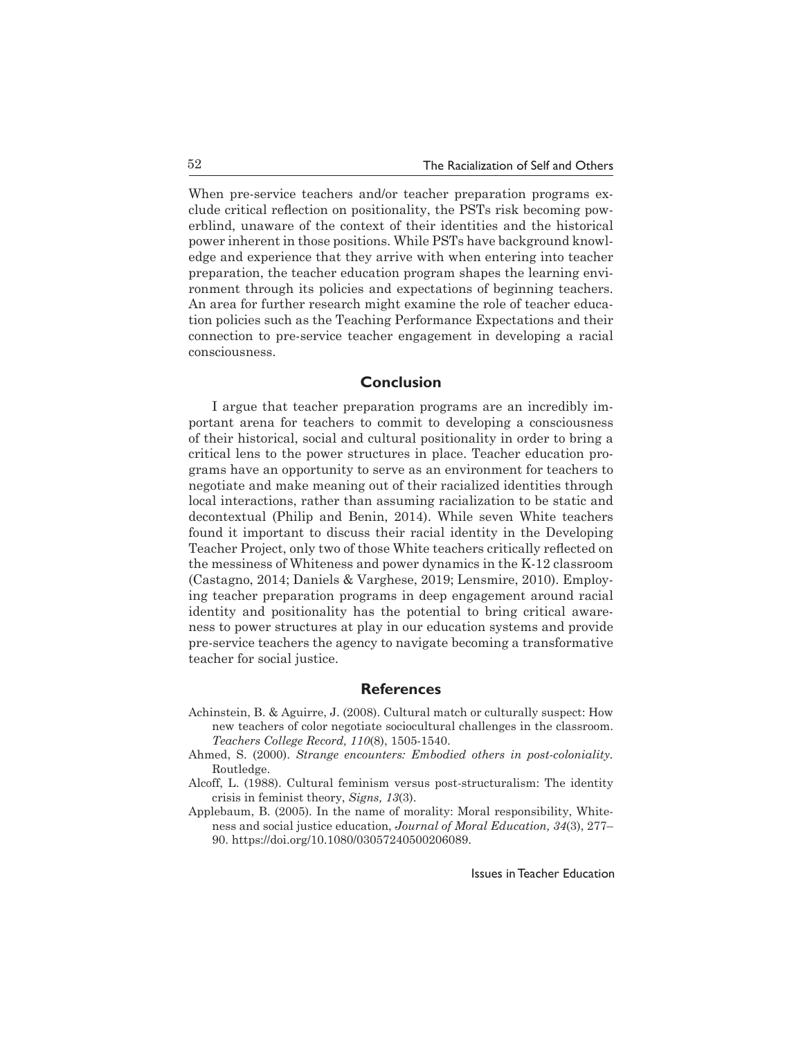When pre-service teachers and/or teacher preparation programs exclude critical reflection on positionality, the PSTs risk becoming powerblind, unaware of the context of their identities and the historical power inherent in those positions. While PSTs have background knowledge and experience that they arrive with when entering into teacher preparation, the teacher education program shapes the learning environment through its policies and expectations of beginning teachers. An area for further research might examine the role of teacher education policies such as the Teaching Performance Expectations and their connection to pre-service teacher engagement in developing a racial consciousness.

## Conclusion

I argue that teacher preparation programs are an incredibly important arena for teachers to commit to developing a consciousness of their historical, social and cultural positionality in order to bring a critical lens to the power structures in place. Teacher education programs have an opportunity to serve as an environment for teachers to negotiate and make meaning out of their racialized identities through local interactions, rather than assuming racialization to be static and decontextual (Philip and Benin, 2014). While seven White teachers found it important to discuss their racial identity in the Developing Teacher Project, only two of those White teachers critically reflected on the messiness of Whiteness and power dynamics in the K-12 classroom (Castagno, 2014; Daniels & Varghese, 2019; Lensmire, 2010). Employing teacher preparation programs in deep engagement around racial identity and positionality has the potential to bring critical awareness to power structures at play in our education systems and provide pre-service teachers the agency to navigate becoming a transformative teacher for social justice.

## References

Achinstein, B. & Aguirre, J. (2008). Cultural match or culturally suspect: How new teachers of color negotiate sociocultural challenges in the classroom. *Teachers College Record, 110*(8), 1505-1540.

Ahmed, S. (2000). *Strange encounters: Embodied others in post-coloniality.* Routledge.

Alcoff, L. (1988). Cultural feminism versus post-structuralism: The identity crisis in feminist theory, *Signs, 13*(3).

Applebaum, B. (2005). In the name of morality: Moral responsibility, Whiteness and social justice education, *Journal of Moral Education, 34*(3), 277–90. https://doi.org/10.1080/03057240500206089.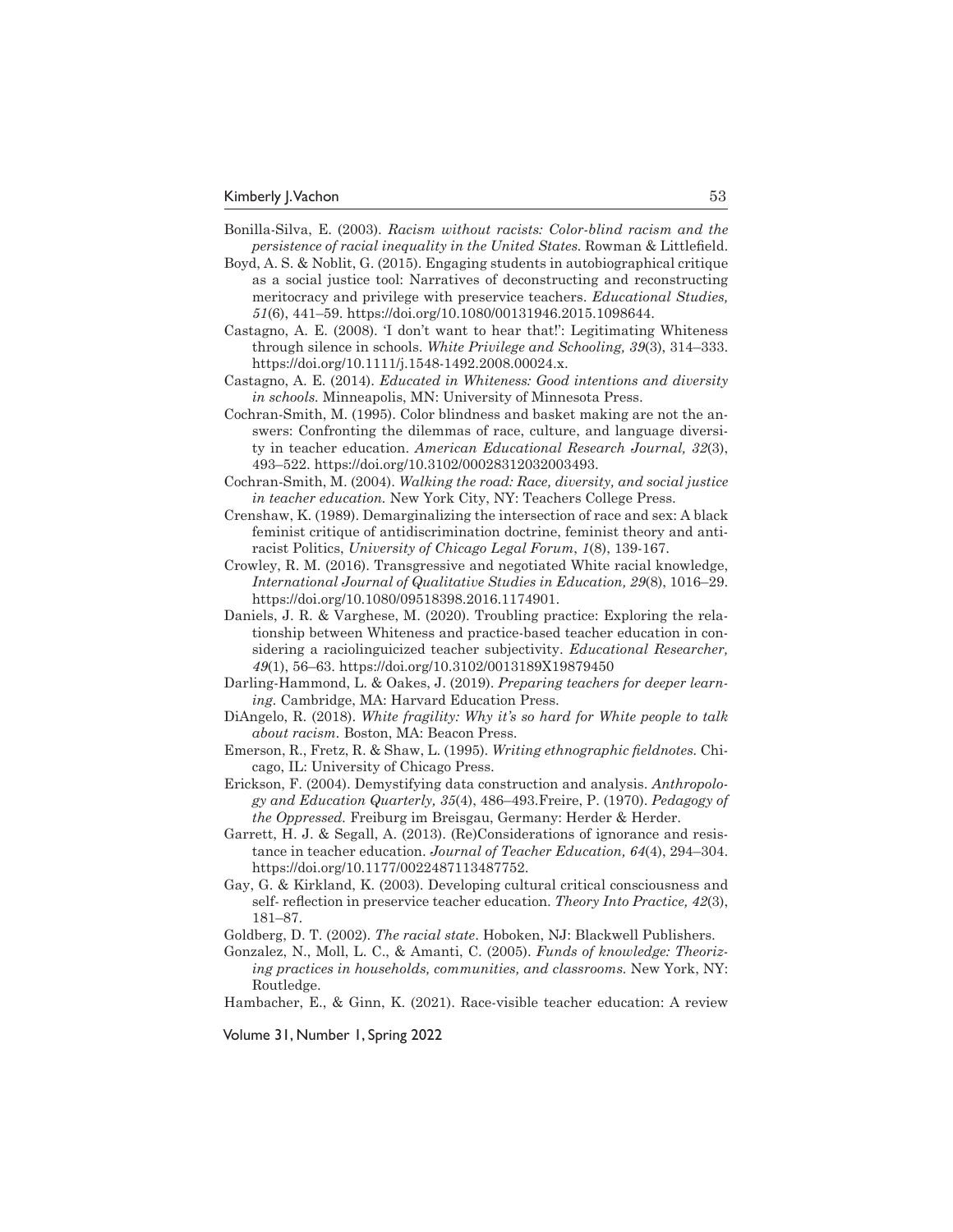Bonilla-Silva, E. (2003). *Racism without racists: Color-blind racism and the persistence of racial inequality in the United States.* Rowman & Littlefield.

Boyd, A. S. & Noblit, G. (2015). Engaging students in autobiographical critique as a social justice tool: Narratives of deconstructing and reconstructing meritocracy and privilege with preservice teachers. *Educational Studies, 51*(6), 441–59. https://doi.org/10.1080/00131946.2015.1098644.

Castagno, A. E. (2008). 'I don't want to hear that!': Legitimating Whiteness through silence in schools. *White Privilege and Schooling, 39*(3), 314–333. https://doi.org/10.1111/j.1548-1492.2008.00024.x.

Castagno, A. E. (2014). *Educated in Whiteness: Good intentions and diversity in schools.* Minneapolis, MN: University of Minnesota Press.

Cochran-Smith, M. (1995). Color blindness and basket making are not the answers: Confronting the dilemmas of race, culture, and language diversity in teacher education. *American Educational Research Journal, 32*(3), 493–522. https://doi.org/10.3102/00028312032003493.

Cochran-Smith, M. (2004). *Walking the road: Race, diversity, and social justice in teacher education.* New York City, NY: Teachers College Press.

Crenshaw, K. (1989). Demarginalizing the intersection of race and sex: A black feminist critique of antidiscrimination doctrine, feminist theory and antiracist Politics, *University of Chicago Legal Forum*, *1*(8), 139-167.

Crowley, R. M. (2016). Transgressive and negotiated White racial knowledge, *International Journal of Qualitative Studies in Education, 29*(8), 1016–29. https://doi.org/10.1080/09518398.2016.1174901.

Daniels, J. R. & Varghese, M. (2020). Troubling practice: Exploring the relationship between Whiteness and practice-based teacher education in considering a raciolinguicized teacher subjectivity. *Educational Researcher, 49*(1), 56–63. https://doi.org/10.3102/0013189X19879450

Darling-Hammond, L. & Oakes, J. (2019). *Preparing teachers for deeper learning.* Cambridge, MA: Harvard Education Press.

DiAngelo, R. (2018). *White fragility: Why it's so hard for White people to talk about racism*. Boston, MA: Beacon Press.

Emerson, R., Fretz, R. & Shaw, L. (1995). *Writing ethnographic fieldnotes.* Chicago, IL: University of Chicago Press.

Erickson, F. (2004). Demystifying data construction and analysis. *Anthropology and Education Quarterly, 35*(4), 486–493.Freire, P. (1970). *Pedagogy of the Oppressed.* Freiburg im Breisgau, Germany: Herder & Herder.

Garrett, H. J. & Segall, A. (2013). (Re)Considerations of ignorance and resistance in teacher education. *Journal of Teacher Education, 64*(4), 294–304. https://doi.org/10.1177/0022487113487752.

Gay, G. & Kirkland, K. (2003). Developing cultural critical consciousness and self- reflection in preservice teacher education. *Theory Into Practice, 42*(3), 181–87.

Goldberg, D. T. (2002). *The racial state*. Hoboken, NJ: Blackwell Publishers.

Gonzalez, N., Moll, L. C., & Amanti, C. (2005). *Funds of knowledge: Theorizing practices in households, communities, and classrooms.* New York, NY: Routledge.

Hambacher, E., & Ginn, K. (2021). Race-visible teacher education: A review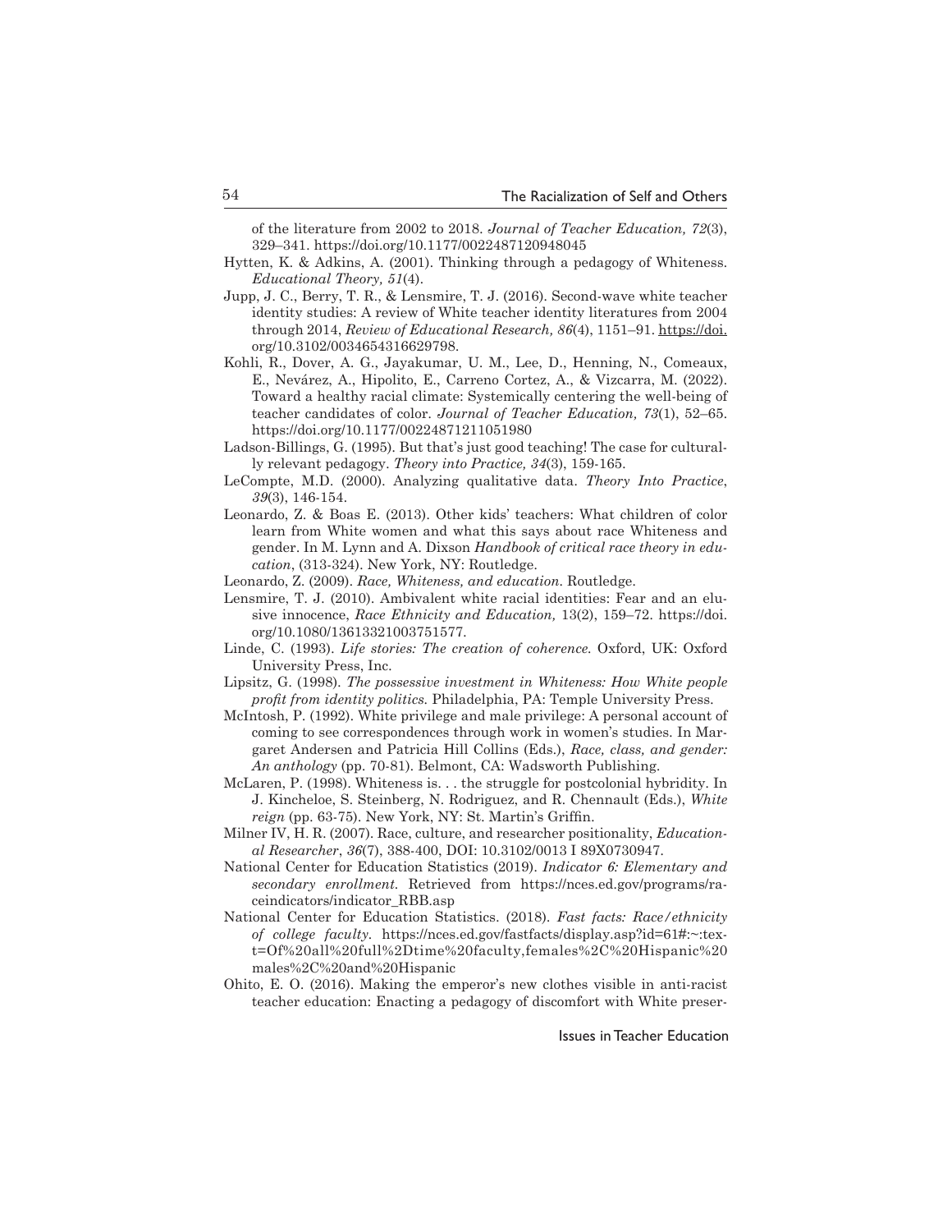of the literature from 2002 to 2018. *Journal of Teacher Education, 72*(3), 329–341. https://doi.org/10.1177/0022487120948045

Hytten, K. & Adkins, A. (2001). Thinking through a pedagogy of Whiteness. *Educational Theory, 51*(4).

Jupp, J. C., Berry, T. R., & Lensmire, T. J. (2016). Second-wave white teacher identity studies: A review of White teacher identity literatures from 2004 through 2014, *Review of Educational Research, 86*(4), 1151–91. https://doi.org/10.3102/0034654316629798.

Kohli, R., Dover, A. G., Jayakumar, U. M., Lee, D., Henning, N., Comeaux, E., Nevárez, A., Hipolito, E., Carreno Cortez, A., & Vizcarra, M. (2022). Toward a healthy racial climate: Systemically centering the well-being of teacher candidates of color. *Journal of Teacher Education, 73*(1), 52–65. https://doi.org/10.1177/00224871211051980

Ladson-Billings, G. (1995). But that's just good teaching! The case for culturally relevant pedagogy. *Theory into Practice, 34*(3), 159-165.

LeCompte, M.D. (2000). Analyzing qualitative data. *Theory Into Practice*, *39*(3), 146-154.

Leonardo, Z. & Boas E. (2013). Other kids' teachers: What children of color learn from White women and what this says about race Whiteness and gender. In M. Lynn and A. Dixson *Handbook of critical race theory in education*, (313-324). New York, NY: Routledge.

Leonardo, Z. (2009). *Race, Whiteness, and education.* Routledge.

Lensmire, T. J. (2010). Ambivalent white racial identities: Fear and an elusive innocence, *Race Ethnicity and Education,* 13(2), 159–72. https://doi.org/10.1080/13613321003751577.

Linde, C. (1993). *Life stories: The creation of coherence.* Oxford, UK: Oxford University Press, Inc.

Lipsitz, G. (1998). *The possessive investment in Whiteness: How White people profit from identity politics.* Philadelphia, PA: Temple University Press.

McIntosh, P. (1992). White privilege and male privilege: A personal account of coming to see correspondences through work in women's studies. In Margaret Andersen and Patricia Hill Collins (Eds.), *Race, class, and gender: An anthology* (pp. 70-81). Belmont, CA: Wadsworth Publishing.

McLaren, P. (1998). Whiteness is. . . the struggle for postcolonial hybridity. In J. Kincheloe, S. Steinberg, N. Rodriguez, and R. Chennault (Eds.), *White reign* (pp. 63-75). New York, NY: St. Martin's Griffin.

Milner IV, H. R. (2007). Race, culture, and researcher positionality, *Educational Researcher*, *36*(7), 388-400, DOI: 10.3102/0013 I 89X0730947.

National Center for Education Statistics (2019). *Indicator 6: Elementary and secondary enrollment.* Retrieved from https://nces.ed.gov/programs/raceindicators/indicator_RBB.asp

National Center for Education Statistics. (2018). *Fast facts: Race/ethnicity of college faculty.* https://nces.ed.gov/fastfacts/display.asp?id=61#:~:text=Of%20all%20full%2Dtime%20faculty,females%2C%20Hispanic%20males%2C%20and%20Hispanic

Ohito, E. O. (2016). Making the emperor's new clothes visible in anti-racist teacher education: Enacting a pedagogy of discomfort with White preser-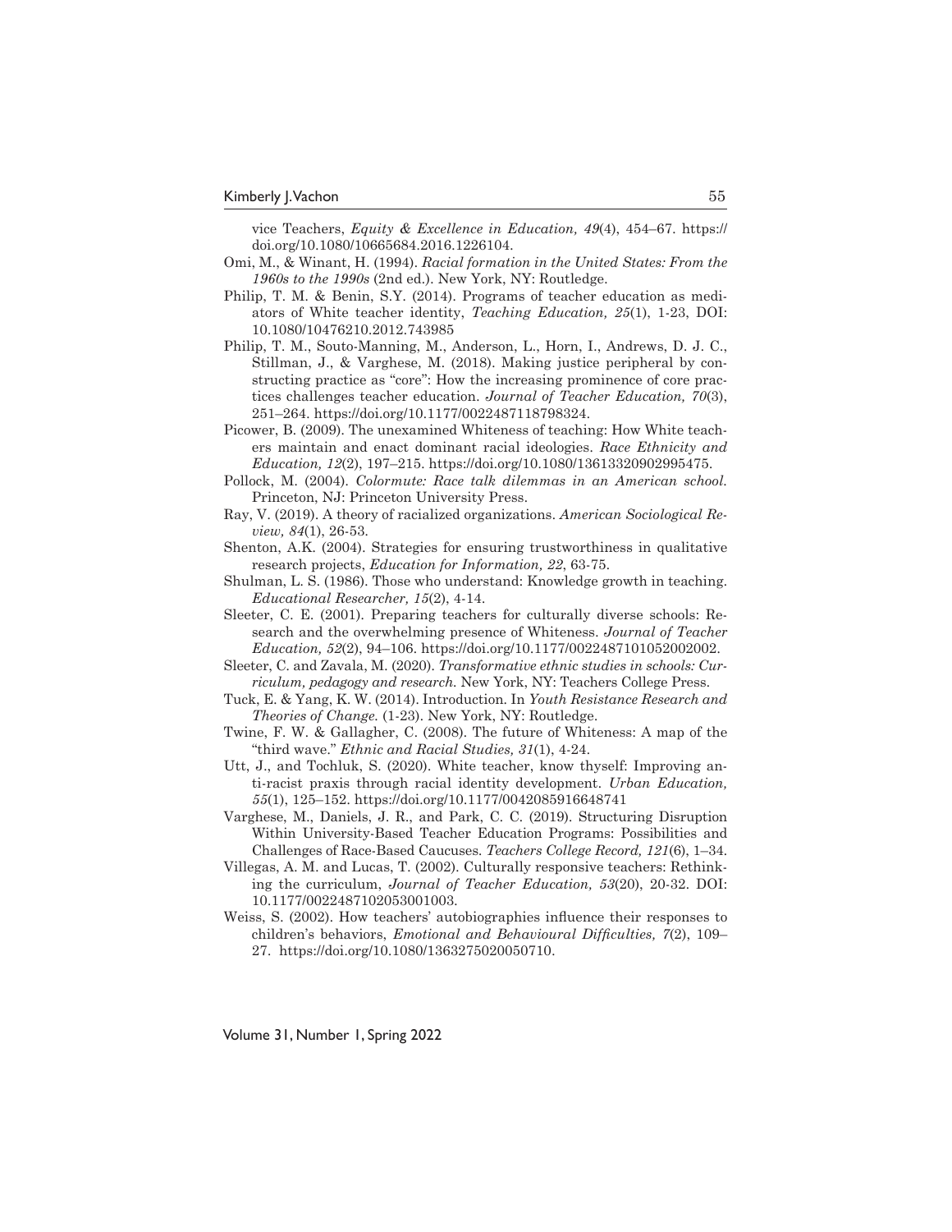vice Teachers, *Equity & Excellence in Education, 49*(4), 454–67. https://doi.org/10.1080/10665684.2016.1226104.

Omi, M., & Winant, H. (1994). *Racial formation in the United States: From the 1960s to the 1990s* (2nd ed.). New York, NY: Routledge.

Philip, T. M. & Benin, S.Y. (2014). Programs of teacher education as mediators of White teacher identity, *Teaching Education, 25*(1), 1-23, DOI: 10.1080/10476210.2012.743985

Philip, T. M., Souto-Manning, M., Anderson, L., Horn, I., Andrews, D. J. C., Stillman, J., & Varghese, M. (2018). Making justice peripheral by constructing practice as "core": How the increasing prominence of core practices challenges teacher education. *Journal of Teacher Education, 70*(3), 251–264. https://doi.org/10.1177/0022487118798324.

Picower, B. (2009). The unexamined Whiteness of teaching: How White teachers maintain and enact dominant racial ideologies. *Race Ethnicity and Education, 12*(2), 197–215. https://doi.org/10.1080/13613320902995475.

Pollock, M. (2004). *Colormute: Race talk dilemmas in an American school.* Princeton, NJ: Princeton University Press.

Ray, V. (2019). A theory of racialized organizations. *American Sociological Review, 84*(1), 26-53.

Shenton, A.K. (2004). Strategies for ensuring trustworthiness in qualitative research projects, *Education for Information, 22*, 63-75.

Shulman, L. S. (1986). Those who understand: Knowledge growth in teaching. *Educational Researcher, 15*(2), 4-14.

Sleeter, C. E. (2001). Preparing teachers for culturally diverse schools: Research and the overwhelming presence of Whiteness. *Journal of Teacher Education, 52*(2), 94–106. https://doi.org/10.1177/0022487101052002002.

Sleeter, C. and Zavala, M. (2020). *Transformative ethnic studies in schools: Curriculum, pedagogy and research.* New York, NY: Teachers College Press.

Tuck, E. & Yang, K. W. (2014). Introduction. In *Youth Resistance Research and Theories of Change.* (1-23). New York, NY: Routledge.

Twine, F. W. & Gallagher, C. (2008). The future of Whiteness: A map of the "third wave." *Ethnic and Racial Studies, 31*(1), 4-24.

Utt, J., and Tochluk, S. (2020). White teacher, know thyself: Improving anti-racist praxis through racial identity development. *Urban Education, 55*(1), 125–152. https://doi.org/10.1177/0042085916648741

Varghese, M., Daniels, J. R., and Park, C. C. (2019). Structuring Disruption Within University-Based Teacher Education Programs: Possibilities and Challenges of Race-Based Caucuses. *Teachers College Record, 121*(6), 1–34.

Villegas, A. M. and Lucas, T. (2002). Culturally responsive teachers: Rethinking the curriculum, *Journal of Teacher Education, 53*(20), 20-32. DOI: 10.1177/0022487102053001003.

Weiss, S. (2002). How teachers' autobiographies influence their responses to children's behaviors, *Emotional and Behavioural Difficulties, 7*(2), 109–27. https://doi.org/10.1080/1363275020050710.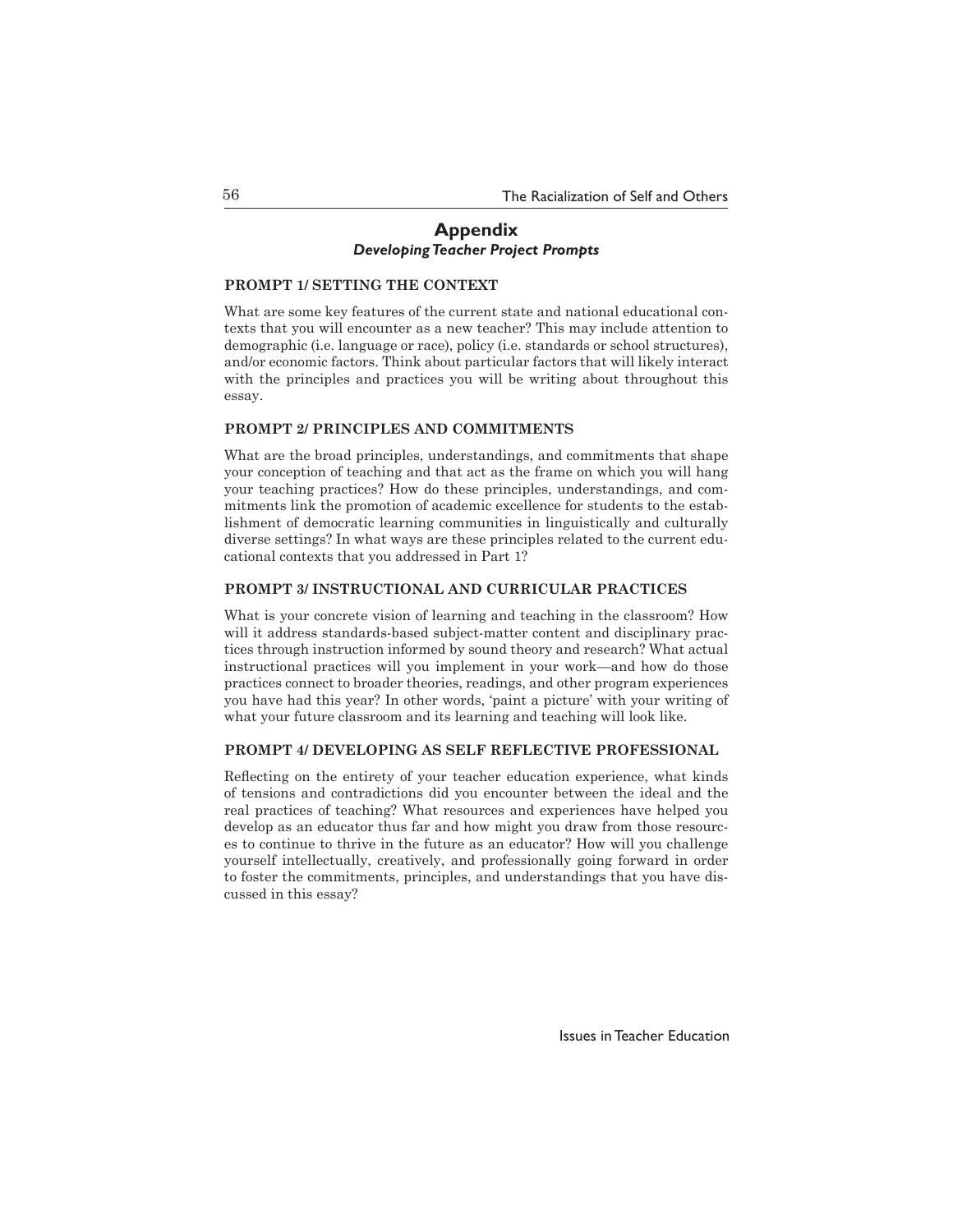## Appendix

### *Developing Teacher Project Prompts*

**PROMPT 1/ SETTING THE CONTEXT**

What are some key features of the current state and national educational contexts that you will encounter as a new teacher? This may include attention to demographic (i.e. language or race), policy (i.e. standards or school structures), and/or economic factors. Think about particular factors that will likely interact with the principles and practices you will be writing about throughout this essay.

**PROMPT 2/ PRINCIPLES AND COMMITMENTS**

What are the broad principles, understandings, and commitments that shape your conception of teaching and that act as the frame on which you will hang your teaching practices? How do these principles, understandings, and commitments link the promotion of academic excellence for students to the establishment of democratic learning communities in linguistically and culturally diverse settings? In what ways are these principles related to the current educational contexts that you addressed in Part 1?

**PROMPT 3/ INSTRUCTIONAL AND CURRICULAR PRACTICES**

What is your concrete vision of learning and teaching in the classroom? How will it address standards-based subject-matter content and disciplinary practices through instruction informed by sound theory and research? What actual instructional practices will you implement in your work—and how do those practices connect to broader theories, readings, and other program experiences you have had this year? In other words, 'paint a picture' with your writing of what your future classroom and its learning and teaching will look like.

**PROMPT 4/ DEVELOPING AS SELF REFLECTIVE PROFESSIONAL**

Reflecting on the entirety of your teacher education experience, what kinds of tensions and contradictions did you encounter between the ideal and the real practices of teaching? What resources and experiences have helped you develop as an educator thus far and how might you draw from those resources to continue to thrive in the future as an educator? How will you challenge yourself intellectually, creatively, and professionally going forward in order to foster the commitments, principles, and understandings that you have discussed in this essay?